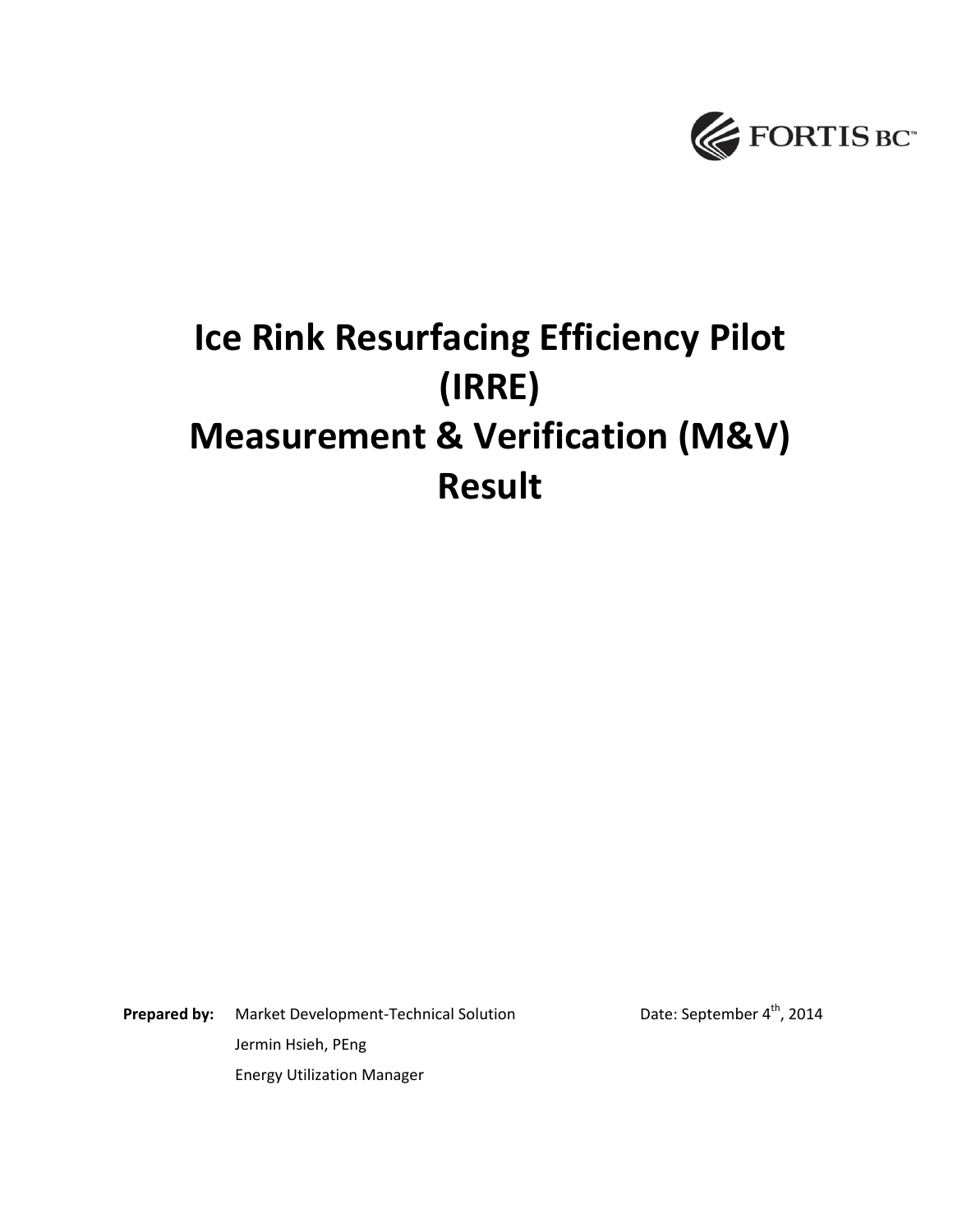FORTIS BC™

# Ice Rink Resurfacing Efficiency Pilot (IRRE) Measurement & Verification (M&V) Result

**Prepared by:** Market Development-Technical Solution
Jermin Hsieh, PEng
Energy Utilization Manager

Date: September 4th, 2014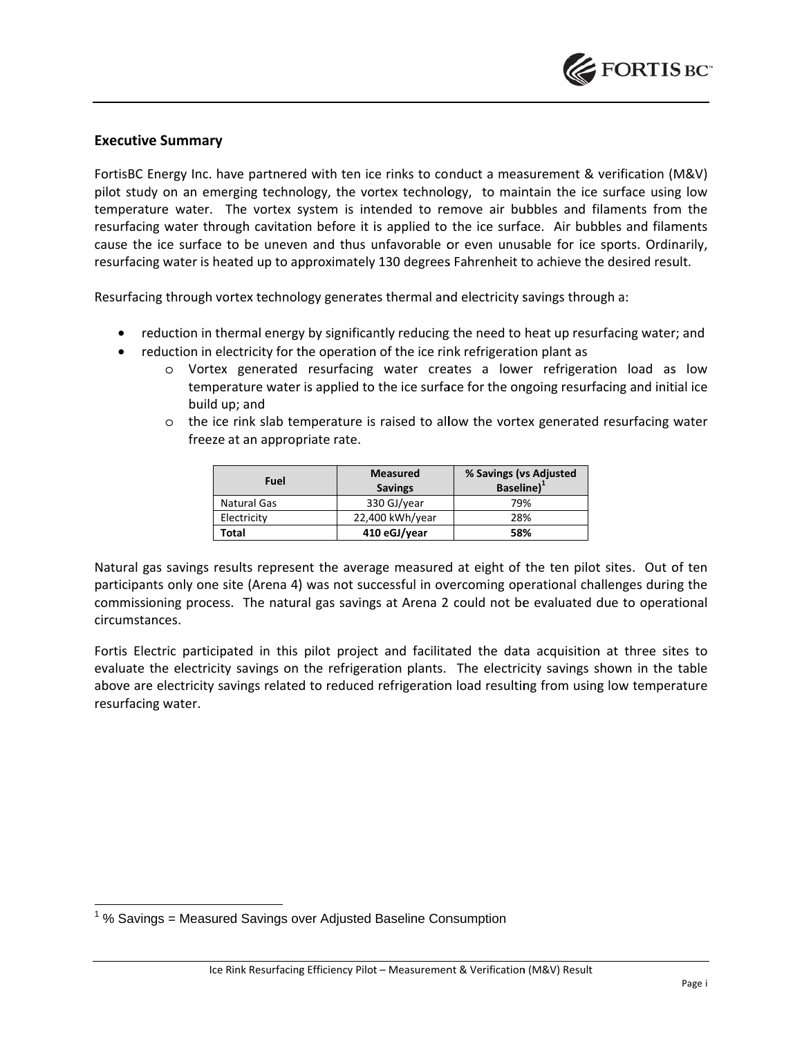## Executive Summary

FortisBC Energy Inc. have partnered with ten ice rinks to conduct a measurement & verification (M&V) pilot study on an emerging technology, the vortex technology, to maintain the ice surface using low temperature water. The vortex system is intended to remove air bubbles and filaments from the resurfacing water through cavitation before it is applied to the ice surface. Air bubbles and filaments cause the ice surface to be uneven and thus unfavorable or even unusable for ice sports. Ordinarily, resurfacing water is heated up to approximately 130 degrees Fahrenheit to achieve the desired result.

Resurfacing through vortex technology generates thermal and electricity savings through a:

- reduction in thermal energy by significantly reducing the need to heat up resurfacing water; and
- reduction in electricity for the operation of the ice rink refrigeration plant as
  - Vortex generated resurfacing water creates a lower refrigeration load as low temperature water is applied to the ice surface for the ongoing resurfacing and initial ice build up; and
  - the ice rink slab temperature is raised to allow the vortex generated resurfacing water freeze at an appropriate rate.

| Fuel | Measured Savings | % Savings (vs Adjusted Baseline)[1] |
|---|---|---|
| Natural Gas | 330 GJ/year | 79% |
| Electricity | 22,400 kWh/year | 28% |
| **Total** | **410 eGJ/year** | **58%** |

Natural gas savings results represent the average measured at eight of the ten pilot sites. Out of ten participants only one site (Arena 4) was not successful in overcoming operational challenges during the commissioning process. The natural gas savings at Arena 2 could not be evaluated due to operational circumstances.

Fortis Electric participated in this pilot project and facilitated the data acquisition at three sites to evaluate the electricity savings on the refrigeration plants. The electricity savings shown in the table above are electricity savings related to reduced refrigeration load resulting from using low temperature resurfacing water.

[1] % Savings = Measured Savings over Adjusted Baseline Consumption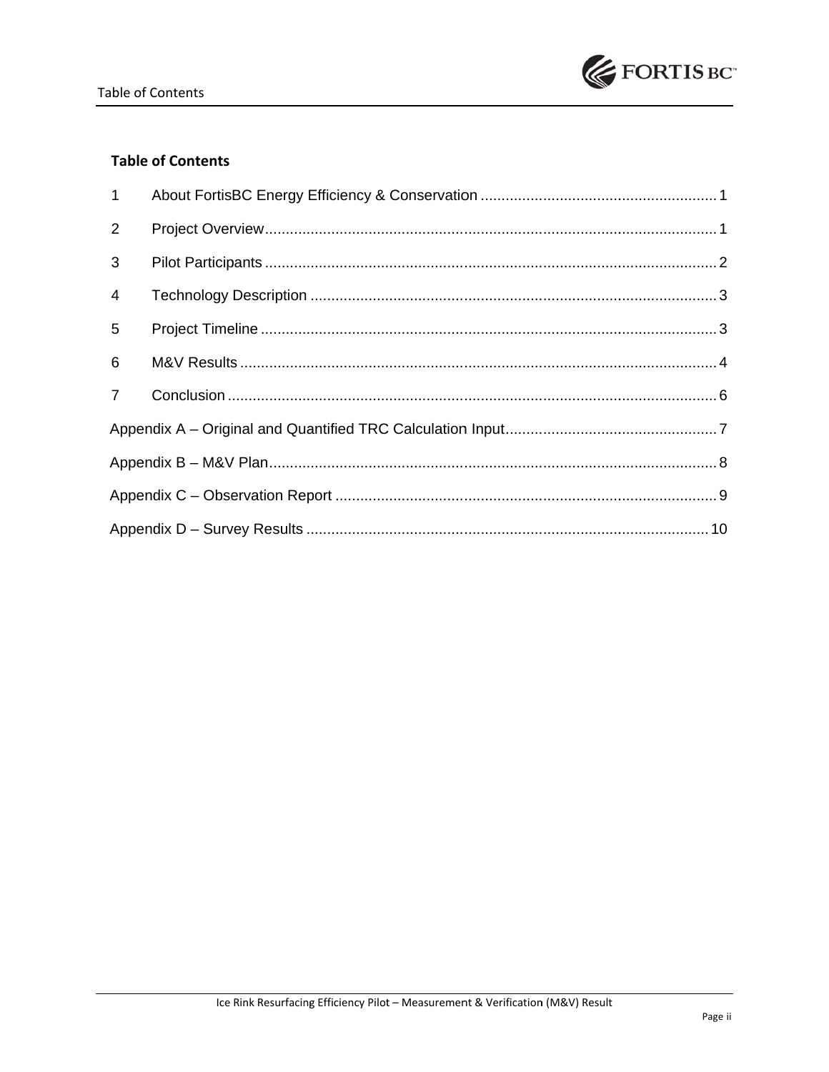## Table of Contents

1 About FortisBC Energy Efficiency & Conservation ........ 1

2 Project Overview ........ 1

3 Pilot Participants ........ 2

4 Technology Description ........ 3

5 Project Timeline ........ 3

6 M&V Results ........ 4

7 Conclusion ........ 6

Appendix A – Original and Quantified TRC Calculation Input ........ 7

Appendix B – M&V Plan ........ 8

Appendix C – Observation Report ........ 9

Appendix D – Survey Results ........ 10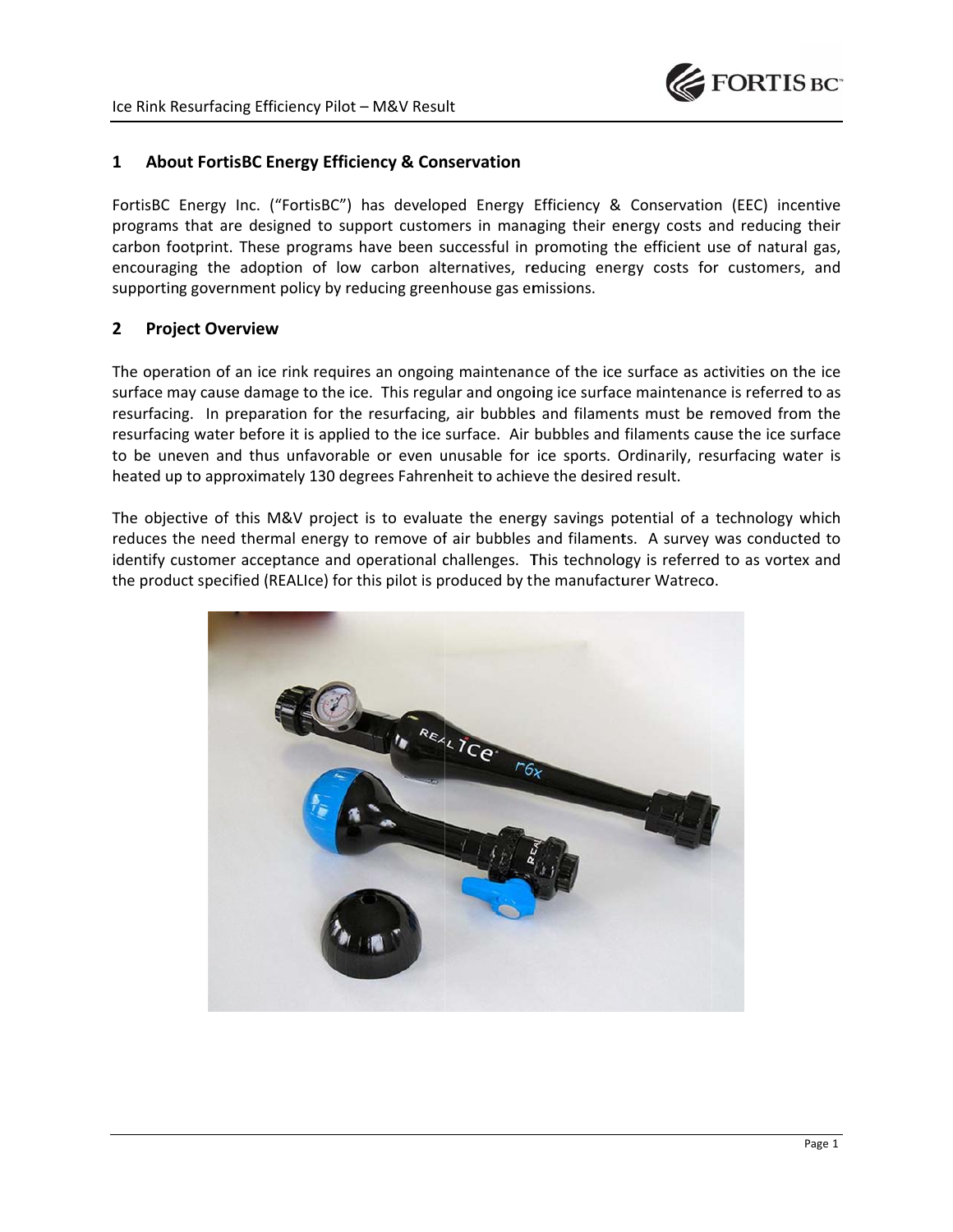## 1 About FortisBC Energy Efficiency & Conservation

FortisBC Energy Inc. ("FortisBC") has developed Energy Efficiency & Conservation (EEC) incentive programs that are designed to support customers in managing their energy costs and reducing their carbon footprint. These programs have been successful in promoting the efficient use of natural gas, encouraging the adoption of low carbon alternatives, reducing energy costs for customers, and supporting government policy by reducing greenhouse gas emissions.

## 2 Project Overview

The operation of an ice rink requires an ongoing maintenance of the ice surface as activities on the ice surface may cause damage to the ice. This regular and ongoing ice surface maintenance is referred to as resurfacing. In preparation for the resurfacing, air bubbles and filaments must be removed from the resurfacing water before it is applied to the ice surface. Air bubbles and filaments cause the ice surface to be uneven and thus unfavorable or even unusable for ice sports. Ordinarily, resurfacing water is heated up to approximately 130 degrees Fahrenheit to achieve the desired result.

The objective of this M&V project is to evaluate the energy savings potential of a technology which reduces the need thermal energy to remove of air bubbles and filaments. A survey was conducted to identify customer acceptance and operational challenges. This technology is referred to as vortex and the product specified (REALIce) for this pilot is produced by the manufacturer Watreco.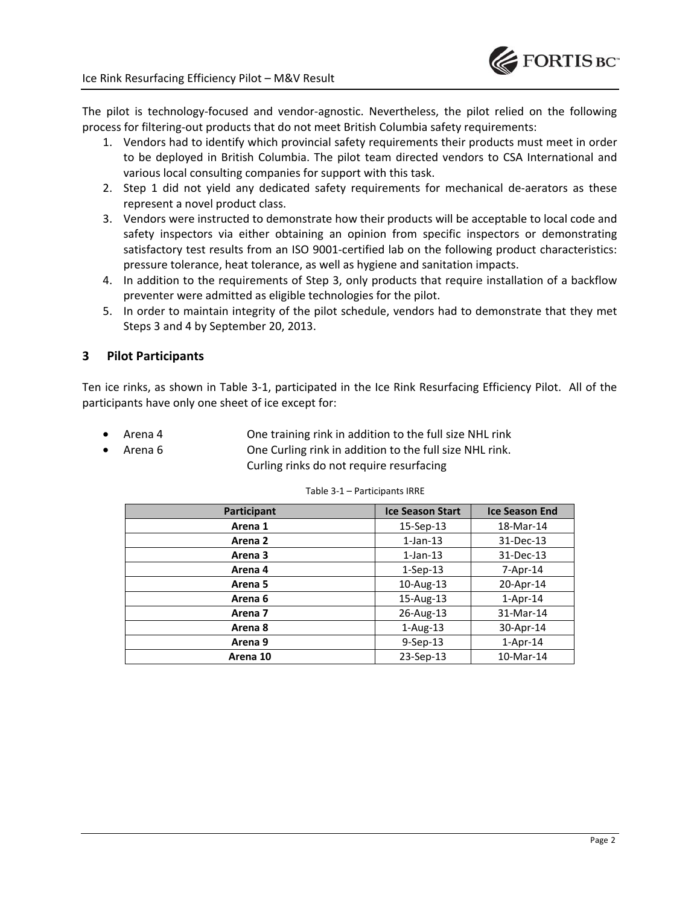The pilot is technology-focused and vendor-agnostic. Nevertheless, the pilot relied on the following process for filtering-out products that do not meet British Columbia safety requirements:

1. Vendors had to identify which provincial safety requirements their products must meet in order to be deployed in British Columbia. The pilot team directed vendors to CSA International and various local consulting companies for support with this task.
2. Step 1 did not yield any dedicated safety requirements for mechanical de-aerators as these represent a novel product class.
3. Vendors were instructed to demonstrate how their products will be acceptable to local code and safety inspectors via either obtaining an opinion from specific inspectors or demonstrating satisfactory test results from an ISO 9001-certified lab on the following product characteristics: pressure tolerance, heat tolerance, as well as hygiene and sanitation impacts.
4. In addition to the requirements of Step 3, only products that require installation of a backflow preventer were admitted as eligible technologies for the pilot.
5. In order to maintain integrity of the pilot schedule, vendors had to demonstrate that they met Steps 3 and 4 by September 20, 2013.

## 3 Pilot Participants

Ten ice rinks, as shown in Table 3-1, participated in the Ice Rink Resurfacing Efficiency Pilot. All of the participants have only one sheet of ice except for:

- Arena 4 — One training rink in addition to the full size NHL rink
- Arena 6 — One Curling rink in addition to the full size NHL rink. Curling rinks do not require resurfacing

Table 3-1 – Participants IRRE

| Participant | Ice Season Start | Ice Season End |
|---|---|---|
| Arena 1 | 15-Sep-13 | 18-Mar-14 |
| Arena 2 | 1-Jan-13 | 31-Dec-13 |
| Arena 3 | 1-Jan-13 | 31-Dec-13 |
| Arena 4 | 1-Sep-13 | 7-Apr-14 |
| Arena 5 | 10-Aug-13 | 20-Apr-14 |
| Arena 6 | 15-Aug-13 | 1-Apr-14 |
| Arena 7 | 26-Aug-13 | 31-Mar-14 |
| Arena 8 | 1-Aug-13 | 30-Apr-14 |
| Arena 9 | 9-Sep-13 | 1-Apr-14 |
| Arena 10 | 23-Sep-13 | 10-Mar-14 |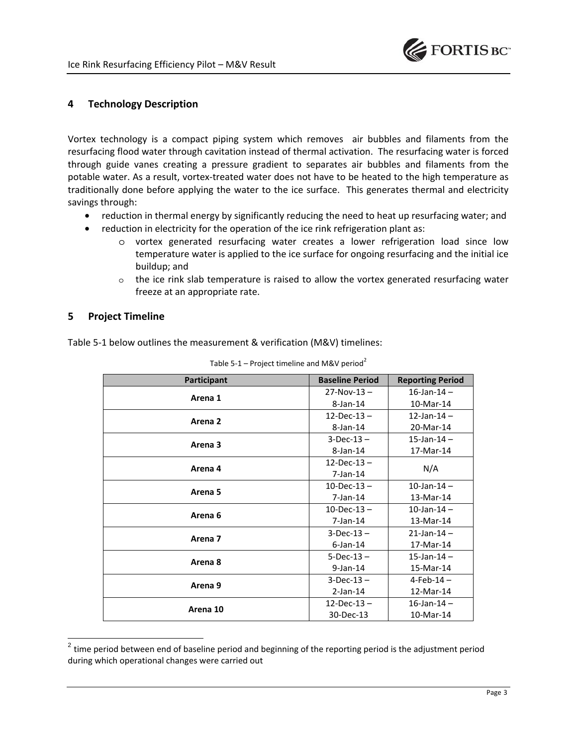## 4 Technology Description

Vortex technology is a compact piping system which removes air bubbles and filaments from the resurfacing flood water through cavitation instead of thermal activation. The resurfacing water is forced through guide vanes creating a pressure gradient to separates air bubbles and filaments from the potable water. As a result, vortex-treated water does not have to be heated to the high temperature as traditionally done before applying the water to the ice surface. This generates thermal and electricity savings through:

- reduction in thermal energy by significantly reducing the need to heat up resurfacing water; and
- reduction in electricity for the operation of the ice rink refrigeration plant as:
  - vortex generated resurfacing water creates a lower refrigeration load since low temperature water is applied to the ice surface for ongoing resurfacing and the initial ice buildup; and
  - the ice rink slab temperature is raised to allow the vortex generated resurfacing water freeze at an appropriate rate.

## 5 Project Timeline

Table 5-1 below outlines the measurement & verification (M&V) timelines:

Table 5-1 – Project timeline and M&V period[2]

| Participant | Baseline Period | Reporting Period |
|---|---|---|
| **Arena 1** | 27-Nov-13 – 8-Jan-14 | 16-Jan-14 – 10-Mar-14 |
| **Arena 2** | 12-Dec-13 – 8-Jan-14 | 12-Jan-14 – 20-Mar-14 |
| **Arena 3** | 3-Dec-13 – 8-Jan-14 | 15-Jan-14 – 17-Mar-14 |
| **Arena 4** | 12-Dec-13 – 7-Jan-14 | N/A |
| **Arena 5** | 10-Dec-13 – 7-Jan-14 | 10-Jan-14 – 13-Mar-14 |
| **Arena 6** | 10-Dec-13 – 7-Jan-14 | 10-Jan-14 – 13-Mar-14 |
| **Arena 7** | 3-Dec-13 – 6-Jan-14 | 21-Jan-14 – 17-Mar-14 |
| **Arena 8** | 5-Dec-13 – 9-Jan-14 | 15-Jan-14 – 15-Mar-14 |
| **Arena 9** | 3-Dec-13 – 2-Jan-14 | 4-Feb-14 – 12-Mar-14 |
| **Arena 10** | 12-Dec-13 – 30-Dec-13 | 16-Jan-14 – 10-Mar-14 |

[2] time period between end of baseline period and beginning of the reporting period is the adjustment period during which operational changes were carried out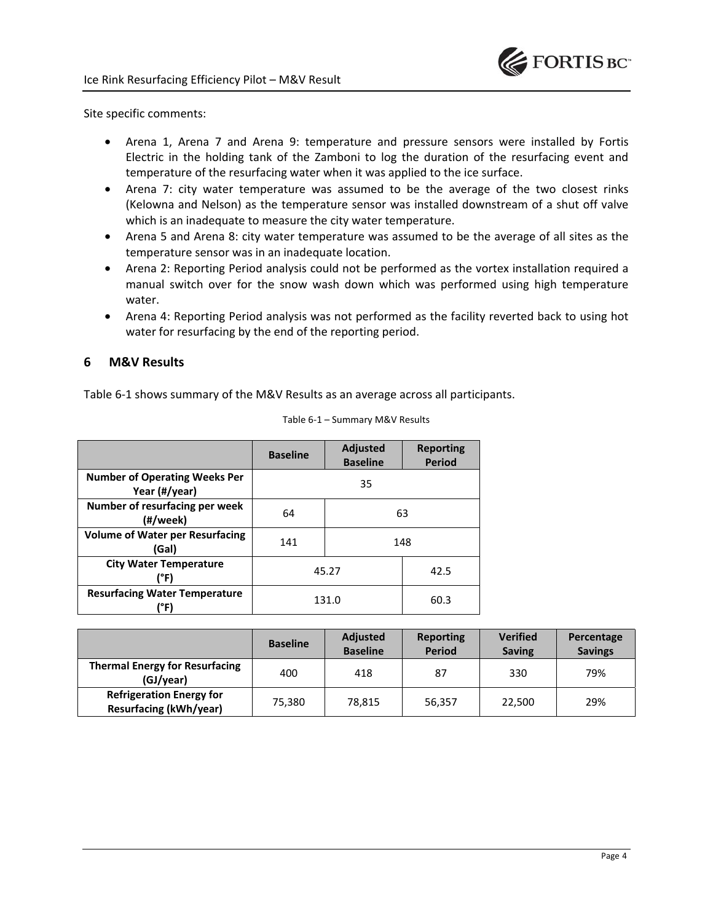Site specific comments:

- Arena 1, Arena 7 and Arena 9: temperature and pressure sensors were installed by Fortis Electric in the holding tank of the Zamboni to log the duration of the resurfacing event and temperature of the resurfacing water when it was applied to the ice surface.
- Arena 7: city water temperature was assumed to be the average of the two closest rinks (Kelowna and Nelson) as the temperature sensor was installed downstream of a shut off valve which is an inadequate to measure the city water temperature.
- Arena 5 and Arena 8: city water temperature was assumed to be the average of all sites as the temperature sensor was in an inadequate location.
- Arena 2: Reporting Period analysis could not be performed as the vortex installation required a manual switch over for the snow wash down which was performed using high temperature water.
- Arena 4: Reporting Period analysis was not performed as the facility reverted back to using hot water for resurfacing by the end of the reporting period.

## 6 M&V Results

Table 6-1 shows summary of the M&V Results as an average across all participants.

Table 6-1 – Summary M&V Results

| | Baseline | Adjusted Baseline | Reporting Period |
|---|---|---|---|
| **Number of Operating Weeks Per Year (#/year)** | 35 | | |
| **Number of resurfacing per week (#/week)** | 64 | 63 | |
| **Volume of Water per Resurfacing (Gal)** | 141 | 148 | |
| **City Water Temperature (°F)** | 45.27 | | 42.5 |
| **Resurfacing Water Temperature (°F)** | 131.0 | | 60.3 |

| | Baseline | Adjusted Baseline | Reporting Period | Verified Saving | Percentage Savings |
|---|---|---|---|---|---|
| **Thermal Energy for Resurfacing (GJ/year)** | 400 | 418 | 87 | 330 | 79% |
| **Refrigeration Energy for Resurfacing (kWh/year)** | 75,380 | 78,815 | 56,357 | 22,500 | 29% |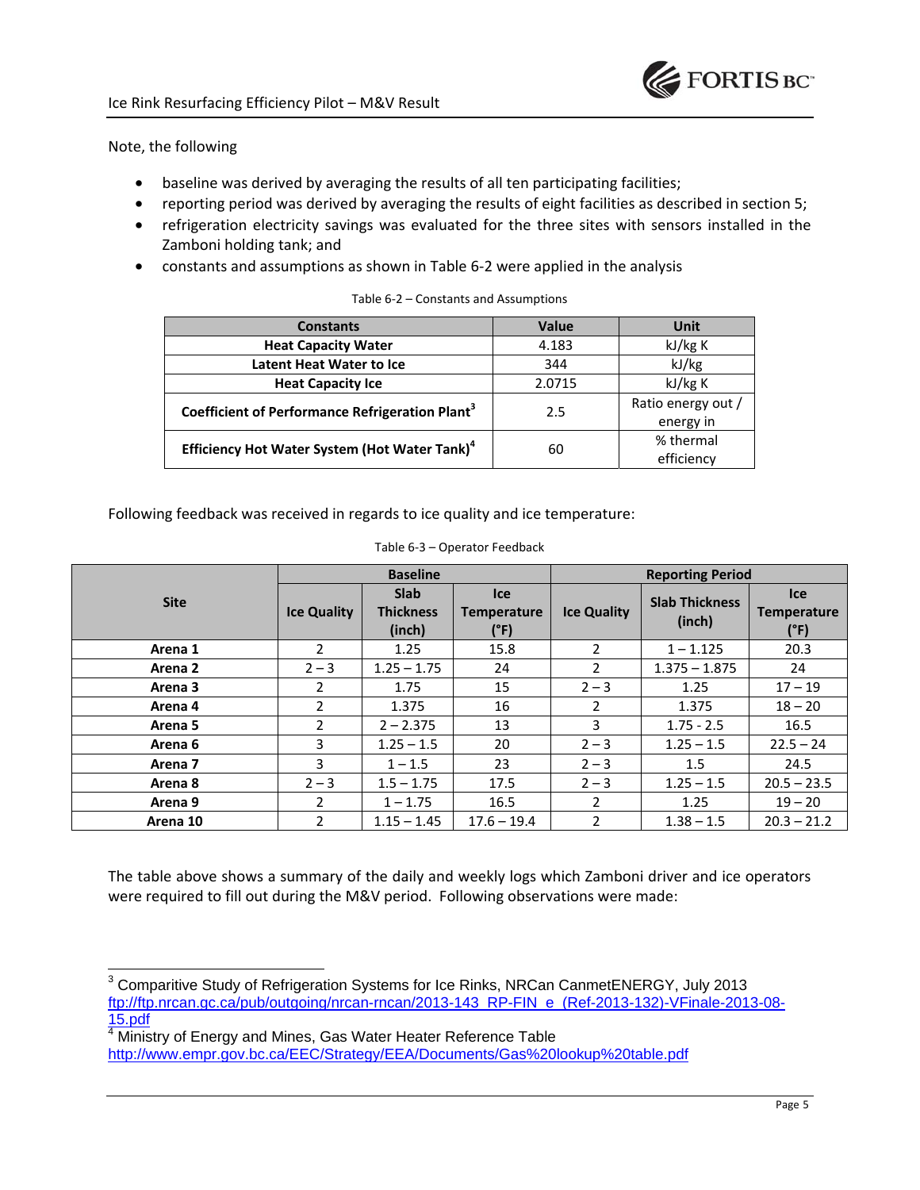Note, the following

- baseline was derived by averaging the results of all ten participating facilities;
- reporting period was derived by averaging the results of eight facilities as described in section 5;
- refrigeration electricity savings was evaluated for the three sites with sensors installed in the Zamboni holding tank; and
- constants and assumptions as shown in Table 6-2 were applied in the analysis

Table 6-2 – Constants and Assumptions

| Constants | Value | Unit |
|---|---|---|
| **Heat Capacity Water** | 4.183 | kJ/kg K |
| **Latent Heat Water to Ice** | 344 | kJ/kg |
| **Heat Capacity Ice** | 2.0715 | kJ/kg K |
| **Coefficient of Performance Refrigeration Plant**[3] | 2.5 | Ratio energy out / energy in |
| **Efficiency Hot Water System (Hot Water Tank)**[4] | 60 | % thermal efficiency |

Following feedback was received in regards to ice quality and ice temperature:

Table 6-3 – Operator Feedback

| Site | Baseline | | | Reporting Period | | |
|---|---|---|---|---|---|---|
| | Ice Quality | Slab Thickness (inch) | Ice Temperature (°F) | Ice Quality | Slab Thickness (inch) | Ice Temperature (°F) |
| **Arena 1** | 2 | 1.25 | 15.8 | 2 | 1 – 1.125 | 20.3 |
| **Arena 2** | 2 – 3 | 1.25 – 1.75 | 24 | 2 | 1.375 – 1.875 | 24 |
| **Arena 3** | 2 | 1.75 | 15 | 2 – 3 | 1.25 | 17 – 19 |
| **Arena 4** | 2 | 1.375 | 16 | 2 | 1.375 | 18 – 20 |
| **Arena 5** | 2 | 2 – 2.375 | 13 | 3 | 1.75 - 2.5 | 16.5 |
| **Arena 6** | 3 | 1.25 – 1.5 | 20 | 2 – 3 | 1.25 – 1.5 | 22.5 – 24 |
| **Arena 7** | 3 | 1 – 1.5 | 23 | 2 – 3 | 1.5 | 24.5 |
| **Arena 8** | 2 – 3 | 1.5 – 1.75 | 17.5 | 2 – 3 | 1.25 – 1.5 | 20.5 – 23.5 |
| **Arena 9** | 2 | 1 – 1.75 | 16.5 | 2 | 1.25 | 19 – 20 |
| **Arena 10** | 2 | 1.15 – 1.45 | 17.6 – 19.4 | 2 | 1.38 – 1.5 | 20.3 – 21.2 |

The table above shows a summary of the daily and weekly logs which Zamboni driver and ice operators were required to fill out during the M&V period. Following observations were made:

---

[3] Comparitive Study of Refrigeration Systems for Ice Rinks, NRCan CanmetENERGY, July 2013 ftp://ftp.nrcan.gc.ca/pub/outgoing/nrcan-rncan/2013-143_RP-FIN_e_(Ref-2013-132)-VFinale-2013-08-15.pdf

[4] Ministry of Energy and Mines, Gas Water Heater Reference Table http://www.empr.gov.bc.ca/EEC/Strategy/EEA/Documents/Gas%20lookup%20table.pdf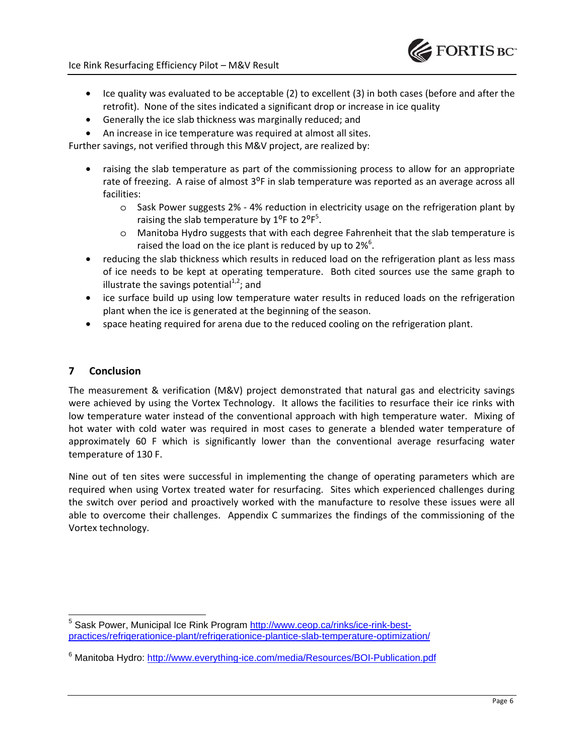- Ice quality was evaluated to be acceptable (2) to excellent (3) in both cases (before and after the retrofit). None of the sites indicated a significant drop or increase in ice quality
- Generally the ice slab thickness was marginally reduced; and
- An increase in ice temperature was required at almost all sites.

Further savings, not verified through this M&V project, are realized by:

- raising the slab temperature as part of the commissioning process to allow for an appropriate rate of freezing. A raise of almost 3°F in slab temperature was reported as an average across all facilities:
  - Sask Power suggests 2% - 4% reduction in electricity usage on the refrigeration plant by raising the slab temperature by 1°F to 2°F[5].
  - Manitoba Hydro suggests that with each degree Fahrenheit that the slab temperature is raised the load on the ice plant is reduced by up to 2%[6].
- reducing the slab thickness which results in reduced load on the refrigeration plant as less mass of ice needs to be kept at operating temperature. Both cited sources use the same graph to illustrate the savings potential[1,2]; and
- ice surface build up using low temperature water results in reduced loads on the refrigeration plant when the ice is generated at the beginning of the season.
- space heating required for arena due to the reduced cooling on the refrigeration plant.

## 7 Conclusion

The measurement & verification (M&V) project demonstrated that natural gas and electricity savings were achieved by using the Vortex Technology. It allows the facilities to resurface their ice rinks with low temperature water instead of the conventional approach with high temperature water. Mixing of hot water with cold water was required in most cases to generate a blended water temperature of approximately 60 F which is significantly lower than the conventional average resurfacing water temperature of 130 F.

Nine out of ten sites were successful in implementing the change of operating parameters which are required when using Vortex treated water for resurfacing. Sites which experienced challenges during the switch over period and proactively worked with the manufacture to resolve these issues were all able to overcome their challenges. Appendix C summarizes the findings of the commissioning of the Vortex technology.

---

[5] Sask Power, Municipal Ice Rink Program http://www.ceop.ca/rinks/ice-rink-best-practices/refrigerationice-plant/refrigerationice-plantice-slab-temperature-optimization/

[6] Manitoba Hydro: http://www.everything-ice.com/media/Resources/BOI-Publication.pdf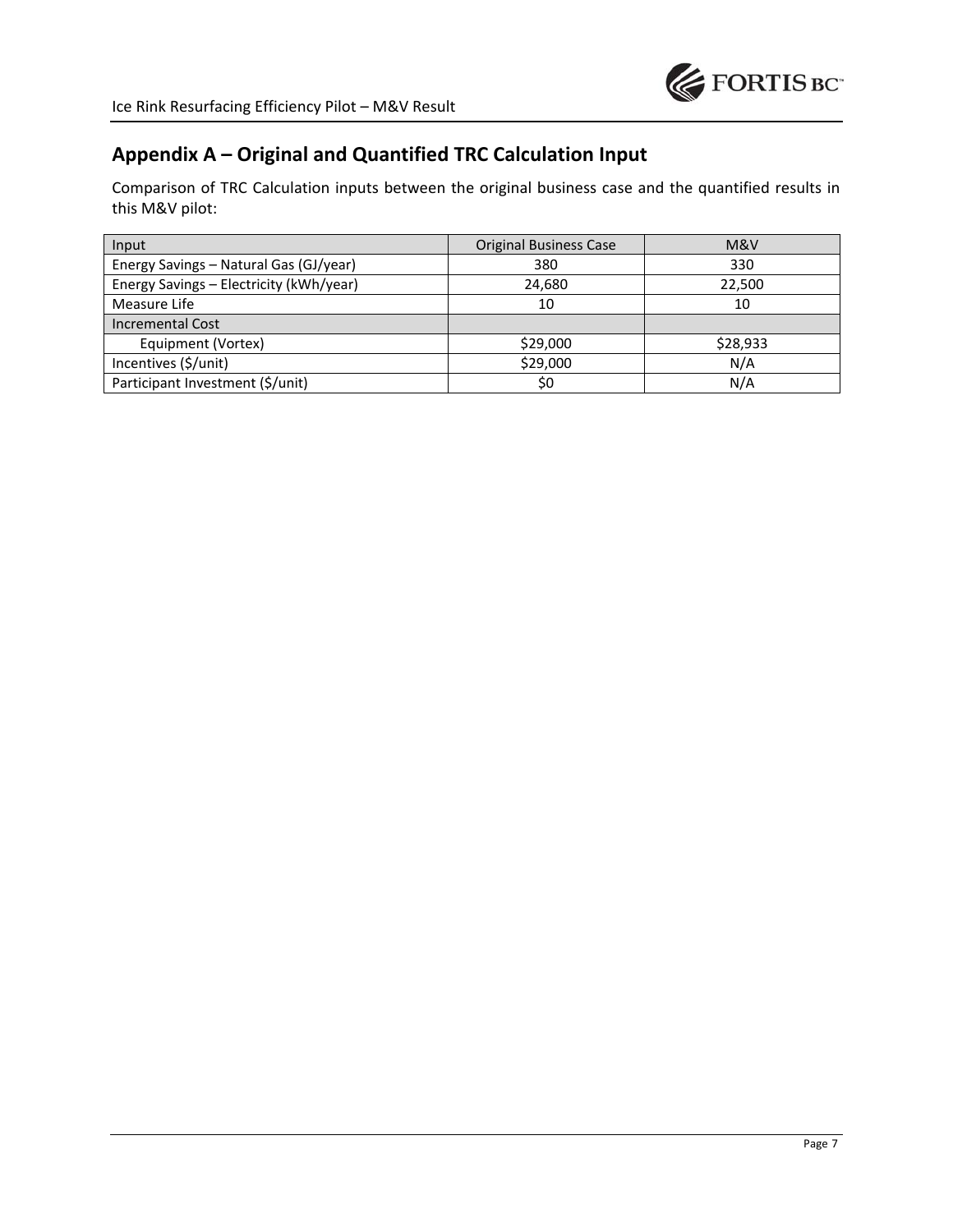## Appendix A – Original and Quantified TRC Calculation Input

Comparison of TRC Calculation inputs between the original business case and the quantified results in this M&V pilot:

| Input | Original Business Case | M&V |
|---|---|---|
| Energy Savings – Natural Gas (GJ/year) | 380 | 330 |
| Energy Savings – Electricity (kWh/year) | 24,680 | 22,500 |
| Measure Life | 10 | 10 |
| Incremental Cost | | |
| Equipment (Vortex) | $29,000 | $28,933 |
| Incentives ($/unit) | $29,000 | N/A |
| Participant Investment ($/unit) | $0 | N/A |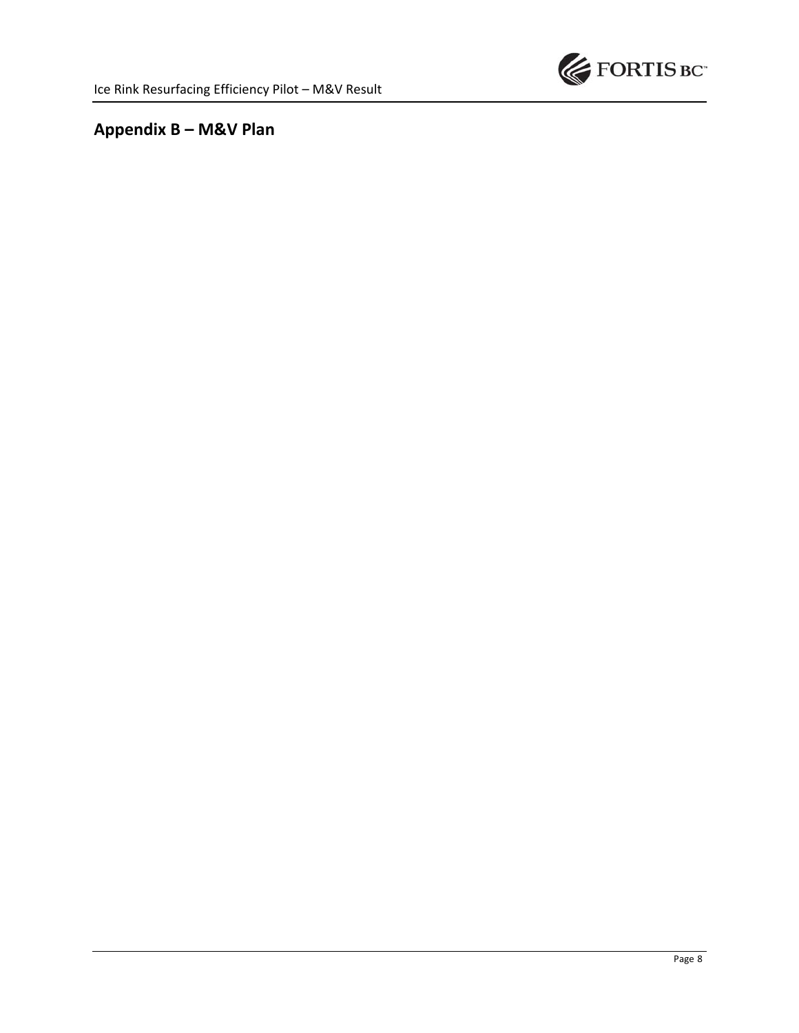## Appendix B – M&V Plan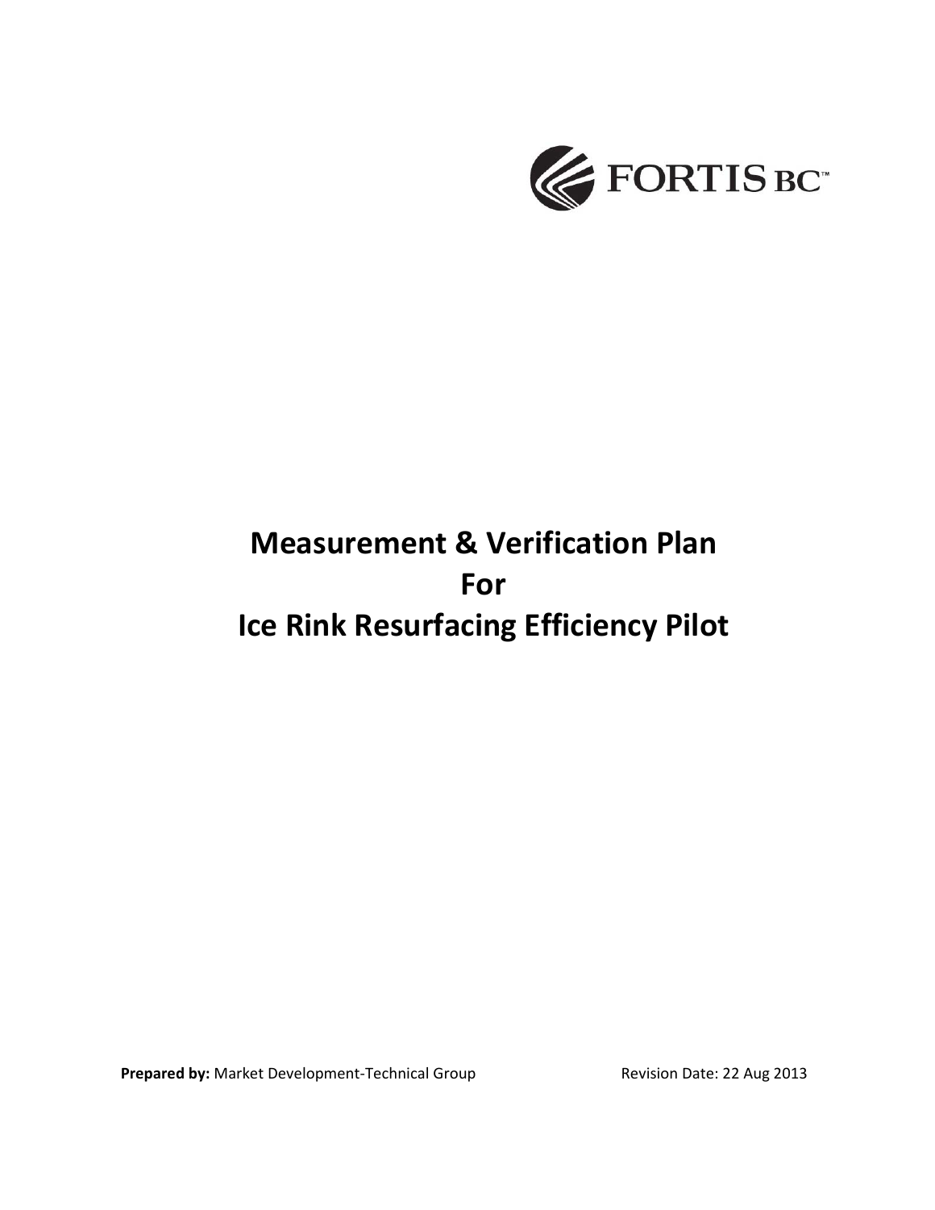FORTIS BC™

# Measurement & Verification Plan For Ice Rink Resurfacing Efficiency Pilot

**Prepared by:** Market Development-Technical Group

Revision Date: 22 Aug 2013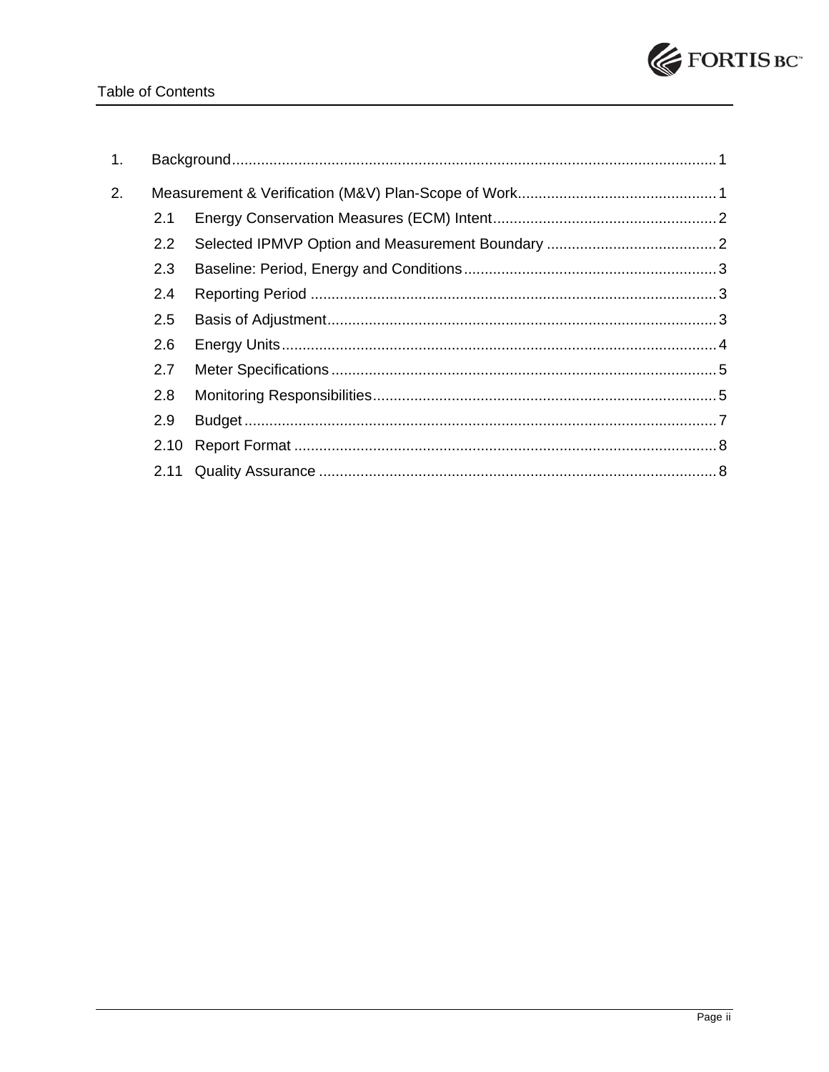# Table of Contents

1. Background....................................................................................................................1
2. Measurement & Verification (M&V) Plan-Scope of Work................................................1
   - 2.1 Energy Conservation Measures (ECM) Intent......................................................2
   - 2.2 Selected IPMVP Option and Measurement Boundary ..........................................2
   - 2.3 Baseline: Period, Energy and Conditions.............................................................3
   - 2.4 Reporting Period ..................................................................................................3
   - 2.5 Basis of Adjustment..............................................................................................3
   - 2.6 Energy Units.........................................................................................................4
   - 2.7 Meter Specifications .............................................................................................5
   - 2.8 Monitoring Responsibilities...................................................................................5
   - 2.9 Budget..................................................................................................................7
   - 2.10 Report Format ......................................................................................................8
   - 2.11 Quality Assurance ................................................................................................8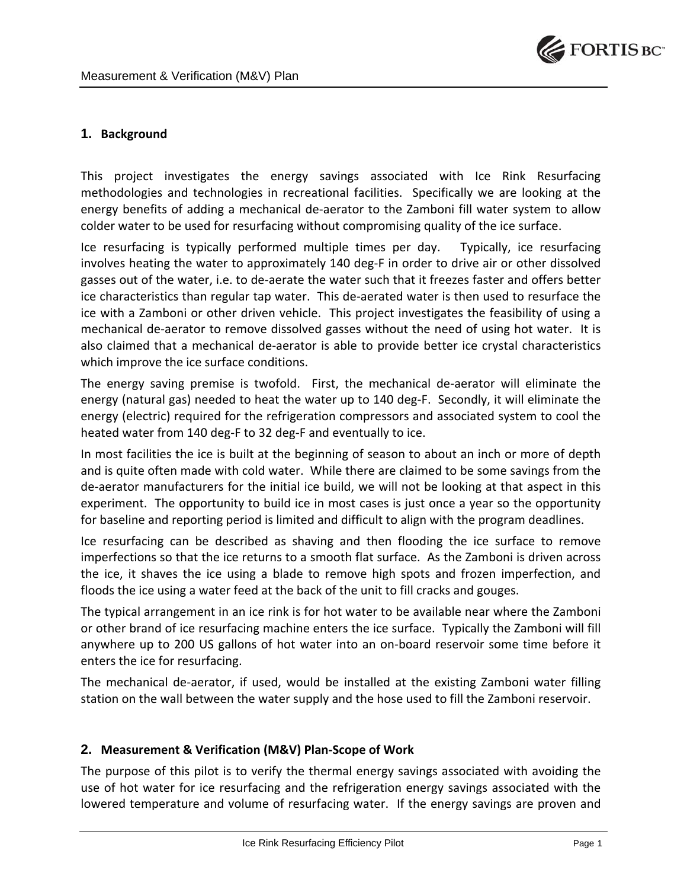## 1. Background

This project investigates the energy savings associated with Ice Rink Resurfacing methodologies and technologies in recreational facilities. Specifically we are looking at the energy benefits of adding a mechanical de-aerator to the Zamboni fill water system to allow colder water to be used for resurfacing without compromising quality of the ice surface.

Ice resurfacing is typically performed multiple times per day. Typically, ice resurfacing involves heating the water to approximately 140 deg-F in order to drive air or other dissolved gasses out of the water, i.e. to de-aerate the water such that it freezes faster and offers better ice characteristics than regular tap water. This de-aerated water is then used to resurface the ice with a Zamboni or other driven vehicle. This project investigates the feasibility of using a mechanical de-aerator to remove dissolved gasses without the need of using hot water. It is also claimed that a mechanical de-aerator is able to provide better ice crystal characteristics which improve the ice surface conditions.

The energy saving premise is twofold. First, the mechanical de-aerator will eliminate the energy (natural gas) needed to heat the water up to 140 deg-F. Secondly, it will eliminate the energy (electric) required for the refrigeration compressors and associated system to cool the heated water from 140 deg-F to 32 deg-F and eventually to ice.

In most facilities the ice is built at the beginning of season to about an inch or more of depth and is quite often made with cold water. While there are claimed to be some savings from the de-aerator manufacturers for the initial ice build, we will not be looking at that aspect in this experiment. The opportunity to build ice in most cases is just once a year so the opportunity for baseline and reporting period is limited and difficult to align with the program deadlines.

Ice resurfacing can be described as shaving and then flooding the ice surface to remove imperfections so that the ice returns to a smooth flat surface. As the Zamboni is driven across the ice, it shaves the ice using a blade to remove high spots and frozen imperfection, and floods the ice using a water feed at the back of the unit to fill cracks and gouges.

The typical arrangement in an ice rink is for hot water to be available near where the Zamboni or other brand of ice resurfacing machine enters the ice surface. Typically the Zamboni will fill anywhere up to 200 US gallons of hot water into an on-board reservoir some time before it enters the ice for resurfacing.

The mechanical de-aerator, if used, would be installed at the existing Zamboni water filling station on the wall between the water supply and the hose used to fill the Zamboni reservoir.

## 2. Measurement & Verification (M&V) Plan-Scope of Work

The purpose of this pilot is to verify the thermal energy savings associated with avoiding the use of hot water for ice resurfacing and the refrigeration energy savings associated with the lowered temperature and volume of resurfacing water. If the energy savings are proven and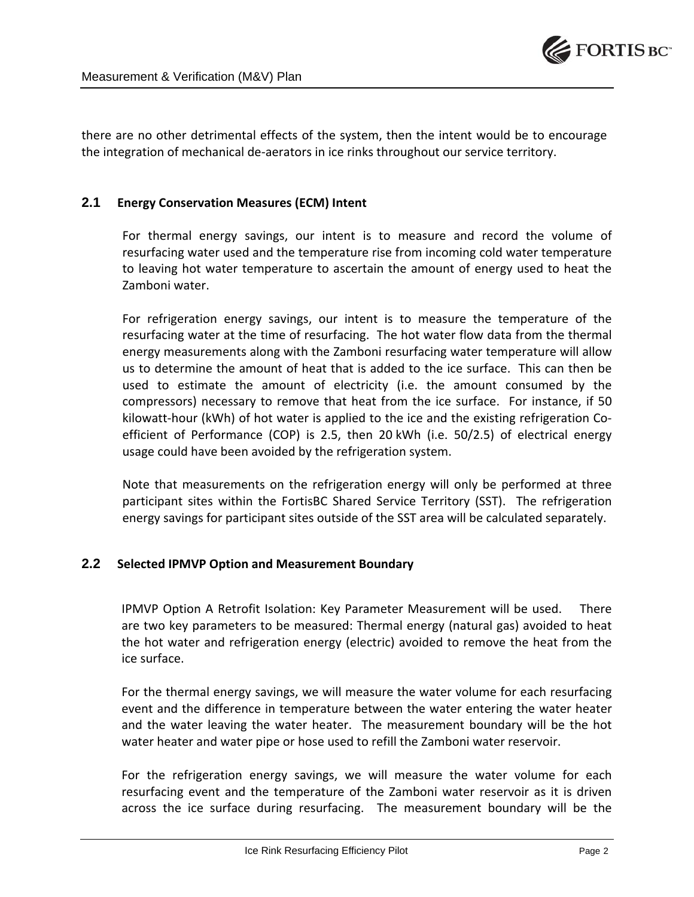there are no other detrimental effects of the system, then the intent would be to encourage the integration of mechanical de-aerators in ice rinks throughout our service territory.

## 2.1 Energy Conservation Measures (ECM) Intent

For thermal energy savings, our intent is to measure and record the volume of resurfacing water used and the temperature rise from incoming cold water temperature to leaving hot water temperature to ascertain the amount of energy used to heat the Zamboni water.

For refrigeration energy savings, our intent is to measure the temperature of the resurfacing water at the time of resurfacing. The hot water flow data from the thermal energy measurements along with the Zamboni resurfacing water temperature will allow us to determine the amount of heat that is added to the ice surface. This can then be used to estimate the amount of electricity (i.e. the amount consumed by the compressors) necessary to remove that heat from the ice surface. For instance, if 50 kilowatt-hour (kWh) of hot water is applied to the ice and the existing refrigeration Co-efficient of Performance (COP) is 2.5, then 20 kWh (i.e. 50/2.5) of electrical energy usage could have been avoided by the refrigeration system.

Note that measurements on the refrigeration energy will only be performed at three participant sites within the FortisBC Shared Service Territory (SST). The refrigeration energy savings for participant sites outside of the SST area will be calculated separately.

## 2.2 Selected IPMVP Option and Measurement Boundary

IPMVP Option A Retrofit Isolation: Key Parameter Measurement will be used. There are two key parameters to be measured: Thermal energy (natural gas) avoided to heat the hot water and refrigeration energy (electric) avoided to remove the heat from the ice surface.

For the thermal energy savings, we will measure the water volume for each resurfacing event and the difference in temperature between the water entering the water heater and the water leaving the water heater. The measurement boundary will be the hot water heater and water pipe or hose used to refill the Zamboni water reservoir.

For the refrigeration energy savings, we will measure the water volume for each resurfacing event and the temperature of the Zamboni water reservoir as it is driven across the ice surface during resurfacing. The measurement boundary will be the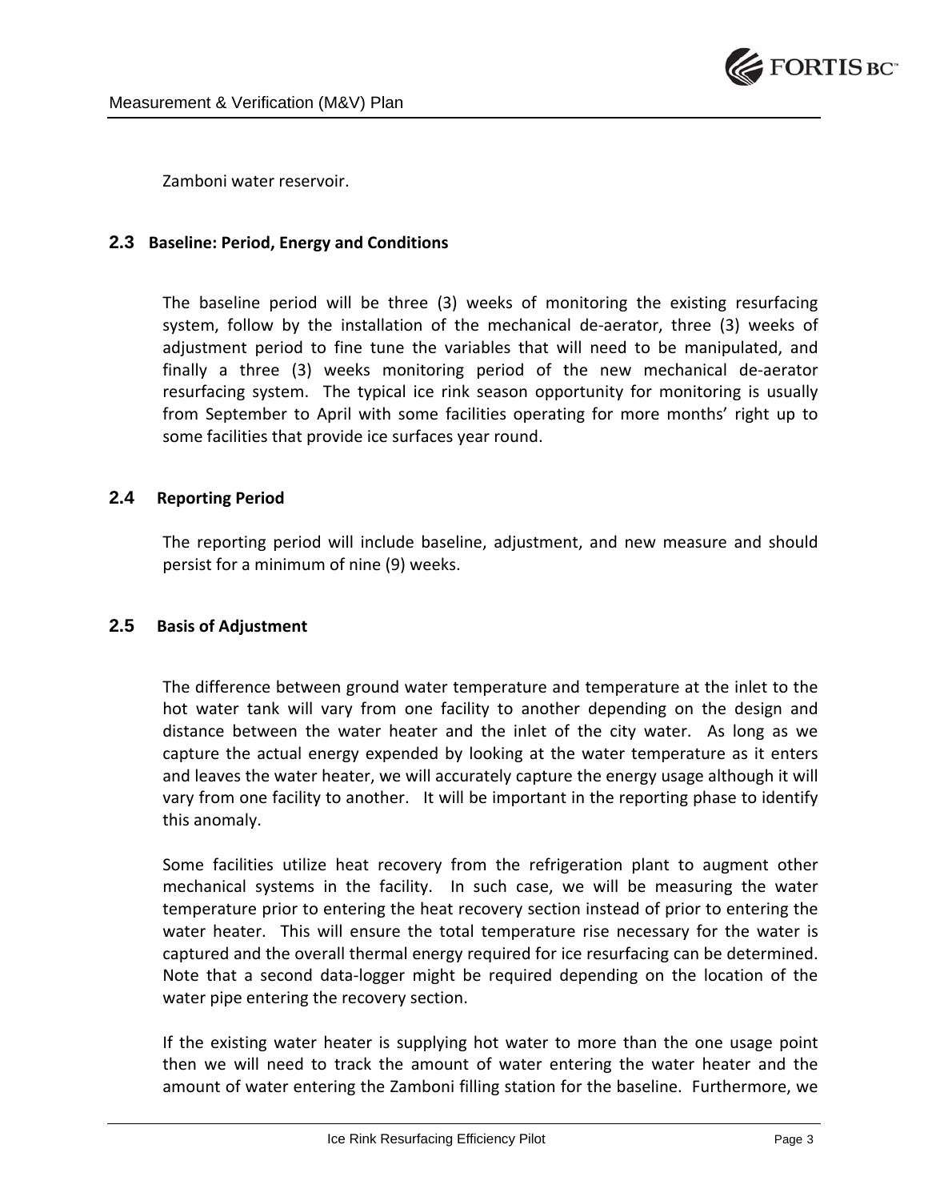Zamboni water reservoir.

### 2.3 Baseline: Period, Energy and Conditions

The baseline period will be three (3) weeks of monitoring the existing resurfacing system, follow by the installation of the mechanical de-aerator, three (3) weeks of adjustment period to fine tune the variables that will need to be manipulated, and finally a three (3) weeks monitoring period of the new mechanical de-aerator resurfacing system. The typical ice rink season opportunity for monitoring is usually from September to April with some facilities operating for more months' right up to some facilities that provide ice surfaces year round.

### 2.4 Reporting Period

The reporting period will include baseline, adjustment, and new measure and should persist for a minimum of nine (9) weeks.

### 2.5 Basis of Adjustment

The difference between ground water temperature and temperature at the inlet to the hot water tank will vary from one facility to another depending on the design and distance between the water heater and the inlet of the city water. As long as we capture the actual energy expended by looking at the water temperature as it enters and leaves the water heater, we will accurately capture the energy usage although it will vary from one facility to another. It will be important in the reporting phase to identify this anomaly.

Some facilities utilize heat recovery from the refrigeration plant to augment other mechanical systems in the facility. In such case, we will be measuring the water temperature prior to entering the heat recovery section instead of prior to entering the water heater. This will ensure the total temperature rise necessary for the water is captured and the overall thermal energy required for ice resurfacing can be determined. Note that a second data-logger might be required depending on the location of the water pipe entering the recovery section.

If the existing water heater is supplying hot water to more than the one usage point then we will need to track the amount of water entering the water heater and the amount of water entering the Zamboni filling station for the baseline. Furthermore, we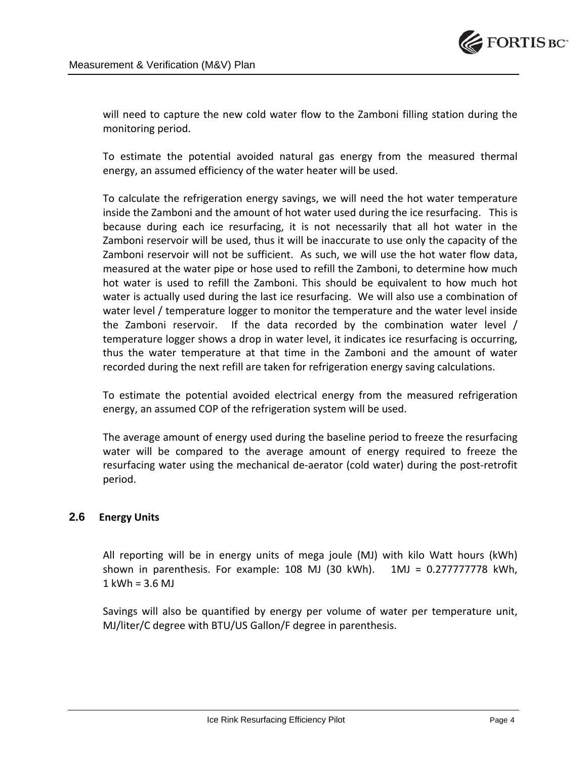will need to capture the new cold water flow to the Zamboni filling station during the monitoring period.

To estimate the potential avoided natural gas energy from the measured thermal energy, an assumed efficiency of the water heater will be used.

To calculate the refrigeration energy savings, we will need the hot water temperature inside the Zamboni and the amount of hot water used during the ice resurfacing. This is because during each ice resurfacing, it is not necessarily that all hot water in the Zamboni reservoir will be used, thus it will be inaccurate to use only the capacity of the Zamboni reservoir will not be sufficient. As such, we will use the hot water flow data, measured at the water pipe or hose used to refill the Zamboni, to determine how much hot water is used to refill the Zamboni. This should be equivalent to how much hot water is actually used during the last ice resurfacing. We will also use a combination of water level / temperature logger to monitor the temperature and the water level inside the Zamboni reservoir. If the data recorded by the combination water level / temperature logger shows a drop in water level, it indicates ice resurfacing is occurring, thus the water temperature at that time in the Zamboni and the amount of water recorded during the next refill are taken for refrigeration energy saving calculations.

To estimate the potential avoided electrical energy from the measured refrigeration energy, an assumed COP of the refrigeration system will be used.

The average amount of energy used during the baseline period to freeze the resurfacing water will be compared to the average amount of energy required to freeze the resurfacing water using the mechanical de-aerator (cold water) during the post-retrofit period.

## 2.6 Energy Units

All reporting will be in energy units of mega joule (MJ) with kilo Watt hours (kWh) shown in parenthesis. For example: 108 MJ (30 kWh). 1MJ = 0.277777778 kWh, 1 kWh = 3.6 MJ

Savings will also be quantified by energy per volume of water per temperature unit, MJ/liter/C degree with BTU/US Gallon/F degree in parenthesis.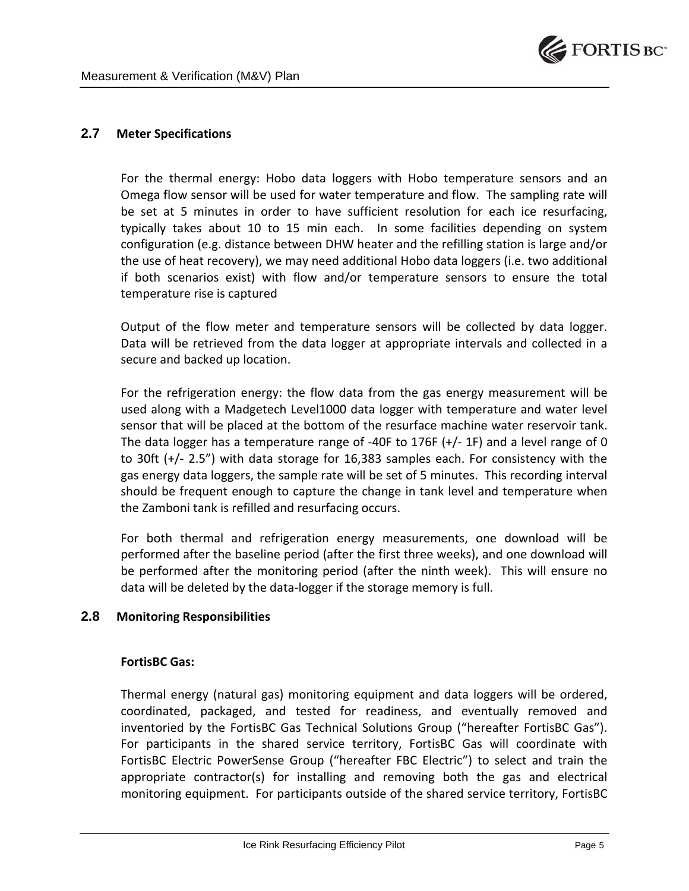## 2.7 Meter Specifications

For the thermal energy: Hobo data loggers with Hobo temperature sensors and an Omega flow sensor will be used for water temperature and flow. The sampling rate will be set at 5 minutes in order to have sufficient resolution for each ice resurfacing, typically takes about 10 to 15 min each. In some facilities depending on system configuration (e.g. distance between DHW heater and the refilling station is large and/or the use of heat recovery), we may need additional Hobo data loggers (i.e. two additional if both scenarios exist) with flow and/or temperature sensors to ensure the total temperature rise is captured

Output of the flow meter and temperature sensors will be collected by data logger. Data will be retrieved from the data logger at appropriate intervals and collected in a secure and backed up location.

For the refrigeration energy: the flow data from the gas energy measurement will be used along with a Madgetech Level1000 data logger with temperature and water level sensor that will be placed at the bottom of the resurface machine water reservoir tank. The data logger has a temperature range of -40F to 176F (+/- 1F) and a level range of 0 to 30ft (+/- 2.5") with data storage for 16,383 samples each. For consistency with the gas energy data loggers, the sample rate will be set of 5 minutes. This recording interval should be frequent enough to capture the change in tank level and temperature when the Zamboni tank is refilled and resurfacing occurs.

For both thermal and refrigeration energy measurements, one download will be performed after the baseline period (after the first three weeks), and one download will be performed after the monitoring period (after the ninth week). This will ensure no data will be deleted by the data-logger if the storage memory is full.

## 2.8 Monitoring Responsibilities

**FortisBC Gas:**

Thermal energy (natural gas) monitoring equipment and data loggers will be ordered, coordinated, packaged, and tested for readiness, and eventually removed and inventoried by the FortisBC Gas Technical Solutions Group ("hereafter FortisBC Gas"). For participants in the shared service territory, FortisBC Gas will coordinate with FortisBC Electric PowerSense Group ("hereafter FBC Electric") to select and train the appropriate contractor(s) for installing and removing both the gas and electrical monitoring equipment. For participants outside of the shared service territory, FortisBC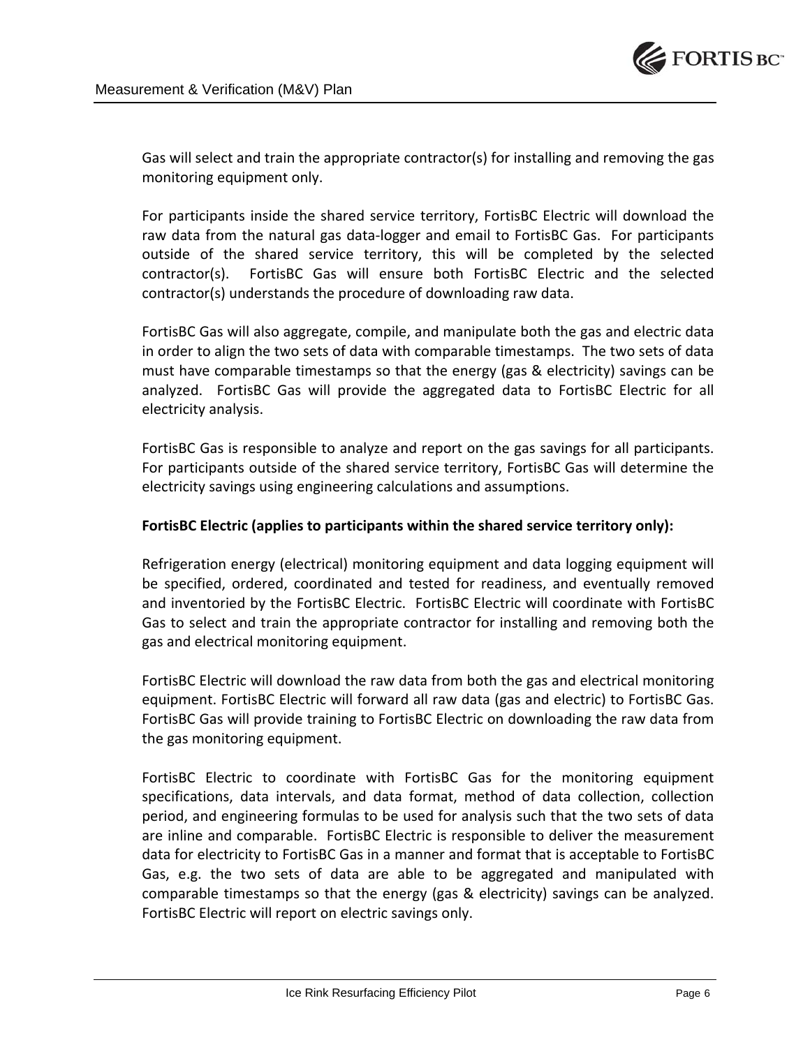Gas will select and train the appropriate contractor(s) for installing and removing the gas monitoring equipment only.

For participants inside the shared service territory, FortisBC Electric will download the raw data from the natural gas data-logger and email to FortisBC Gas. For participants outside of the shared service territory, this will be completed by the selected contractor(s). FortisBC Gas will ensure both FortisBC Electric and the selected contractor(s) understands the procedure of downloading raw data.

FortisBC Gas will also aggregate, compile, and manipulate both the gas and electric data in order to align the two sets of data with comparable timestamps. The two sets of data must have comparable timestamps so that the energy (gas & electricity) savings can be analyzed. FortisBC Gas will provide the aggregated data to FortisBC Electric for all electricity analysis.

FortisBC Gas is responsible to analyze and report on the gas savings for all participants. For participants outside of the shared service territory, FortisBC Gas will determine the electricity savings using engineering calculations and assumptions.

**FortisBC Electric (applies to participants within the shared service territory only):**

Refrigeration energy (electrical) monitoring equipment and data logging equipment will be specified, ordered, coordinated and tested for readiness, and eventually removed and inventoried by the FortisBC Electric. FortisBC Electric will coordinate with FortisBC Gas to select and train the appropriate contractor for installing and removing both the gas and electrical monitoring equipment.

FortisBC Electric will download the raw data from both the gas and electrical monitoring equipment. FortisBC Electric will forward all raw data (gas and electric) to FortisBC Gas. FortisBC Gas will provide training to FortisBC Electric on downloading the raw data from the gas monitoring equipment.

FortisBC Electric to coordinate with FortisBC Gas for the monitoring equipment specifications, data intervals, and data format, method of data collection, collection period, and engineering formulas to be used for analysis such that the two sets of data are inline and comparable. FortisBC Electric is responsible to deliver the measurement data for electricity to FortisBC Gas in a manner and format that is acceptable to FortisBC Gas, e.g. the two sets of data are able to be aggregated and manipulated with comparable timestamps so that the energy (gas & electricity) savings can be analyzed. FortisBC Electric will report on electric savings only.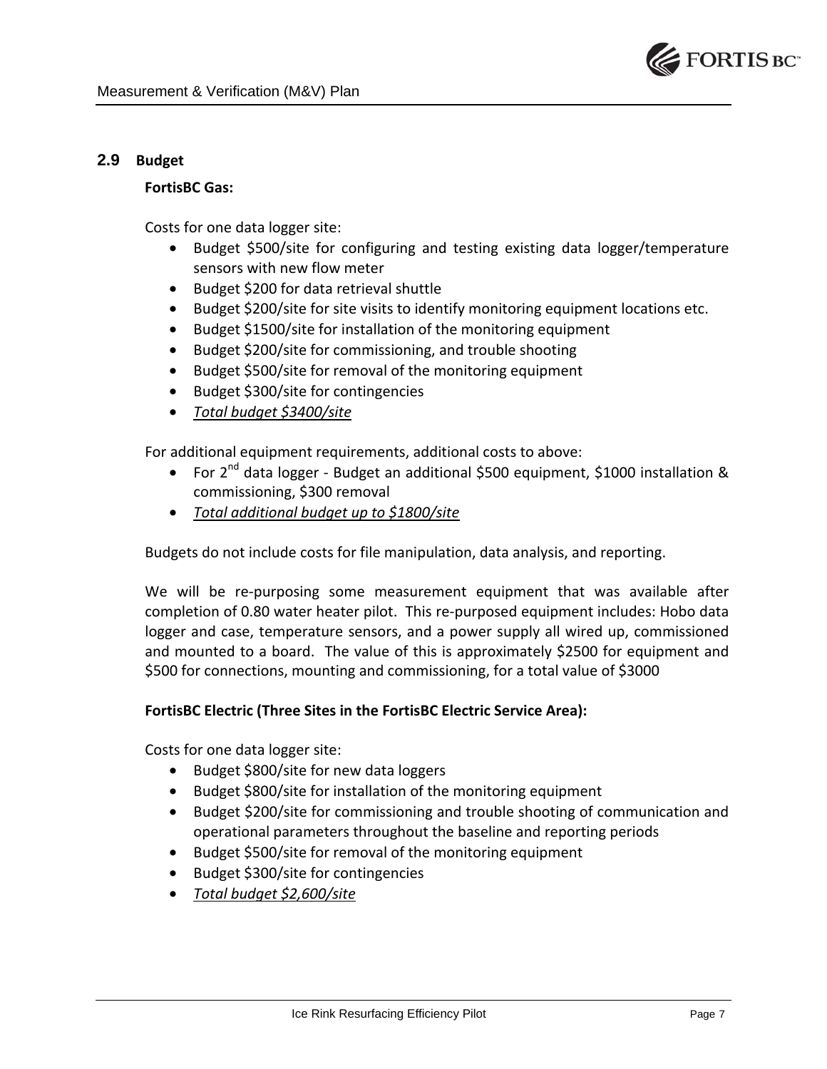## 2.9 Budget

**FortisBC Gas:**

Costs for one data logger site:

- Budget $500/site for configuring and testing existing data logger/temperature sensors with new flow meter
- Budget $200 for data retrieval shuttle
- Budget $200/site for site visits to identify monitoring equipment locations etc.
- Budget $1500/site for installation of the monitoring equipment
- Budget $200/site for commissioning, and trouble shooting
- Budget $500/site for removal of the monitoring equipment
- Budget $300/site for contingencies
- <u>*Total budget $3400/site*</u>

For additional equipment requirements, additional costs to above:

- For 2nd data logger - Budget an additional $500 equipment, $1000 installation & commissioning, $300 removal
- <u>*Total additional budget up to $1800/site*</u>

Budgets do not include costs for file manipulation, data analysis, and reporting.

We will be re-purposing some measurement equipment that was available after completion of 0.80 water heater pilot. This re-purposed equipment includes: Hobo data logger and case, temperature sensors, and a power supply all wired up, commissioned and mounted to a board. The value of this is approximately $2500 for equipment and $500 for connections, mounting and commissioning, for a total value of $3000

**FortisBC Electric (Three Sites in the FortisBC Electric Service Area):**

Costs for one data logger site:

- Budget $800/site for new data loggers
- Budget $800/site for installation of the monitoring equipment
- Budget $200/site for commissioning and trouble shooting of communication and operational parameters throughout the baseline and reporting periods
- Budget $500/site for removal of the monitoring equipment
- Budget $300/site for contingencies
- <u>*Total budget $2,600/site*</u>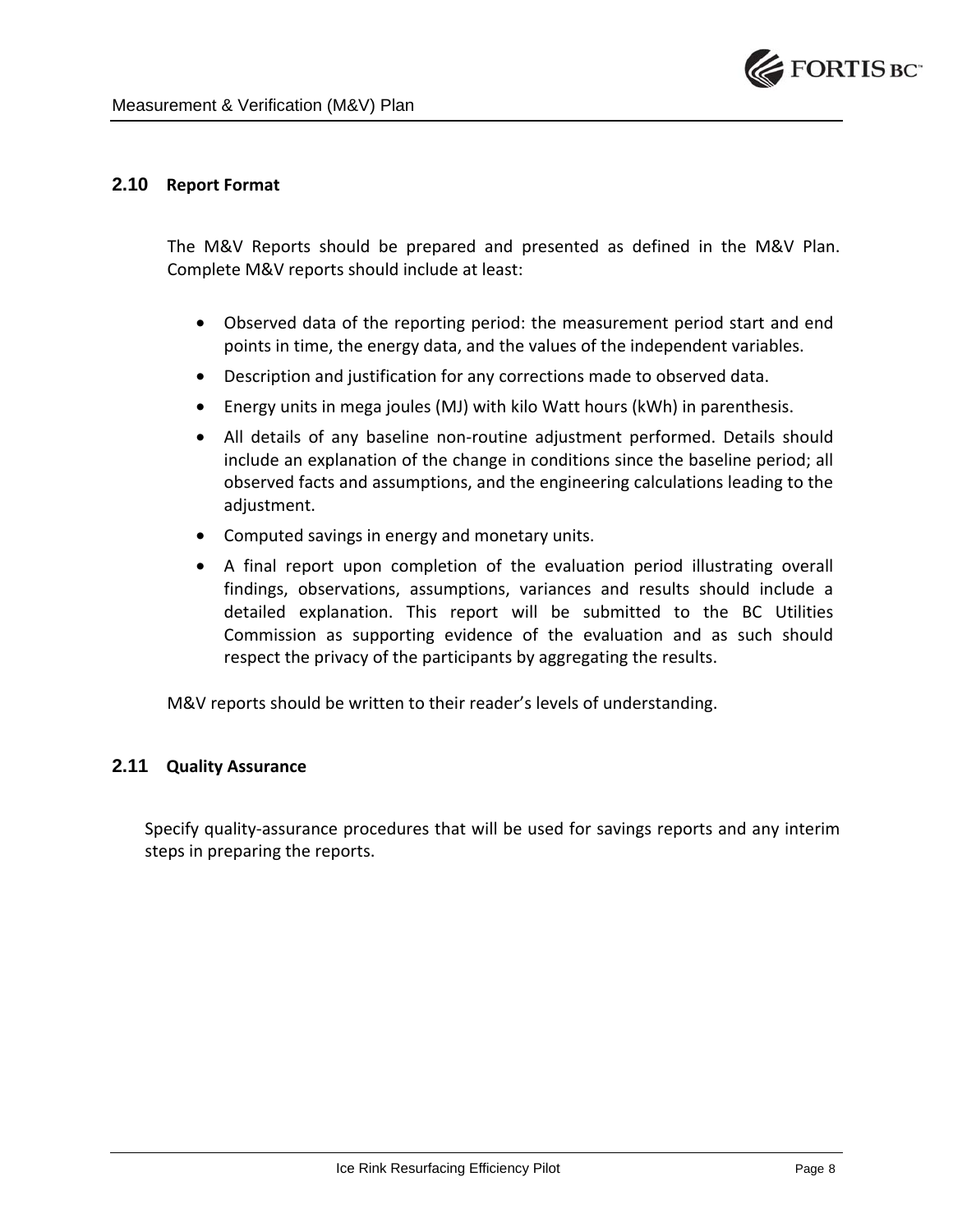## 2.10 Report Format

The M&V Reports should be prepared and presented as defined in the M&V Plan. Complete M&V reports should include at least:

- Observed data of the reporting period: the measurement period start and end points in time, the energy data, and the values of the independent variables.
- Description and justification for any corrections made to observed data.
- Energy units in mega joules (MJ) with kilo Watt hours (kWh) in parenthesis.
- All details of any baseline non-routine adjustment performed. Details should include an explanation of the change in conditions since the baseline period; all observed facts and assumptions, and the engineering calculations leading to the adjustment.
- Computed savings in energy and monetary units.
- A final report upon completion of the evaluation period illustrating overall findings, observations, assumptions, variances and results should include a detailed explanation. This report will be submitted to the BC Utilities Commission as supporting evidence of the evaluation and as such should respect the privacy of the participants by aggregating the results.

M&V reports should be written to their reader's levels of understanding.

## 2.11 Quality Assurance

Specify quality-assurance procedures that will be used for savings reports and any interim steps in preparing the reports.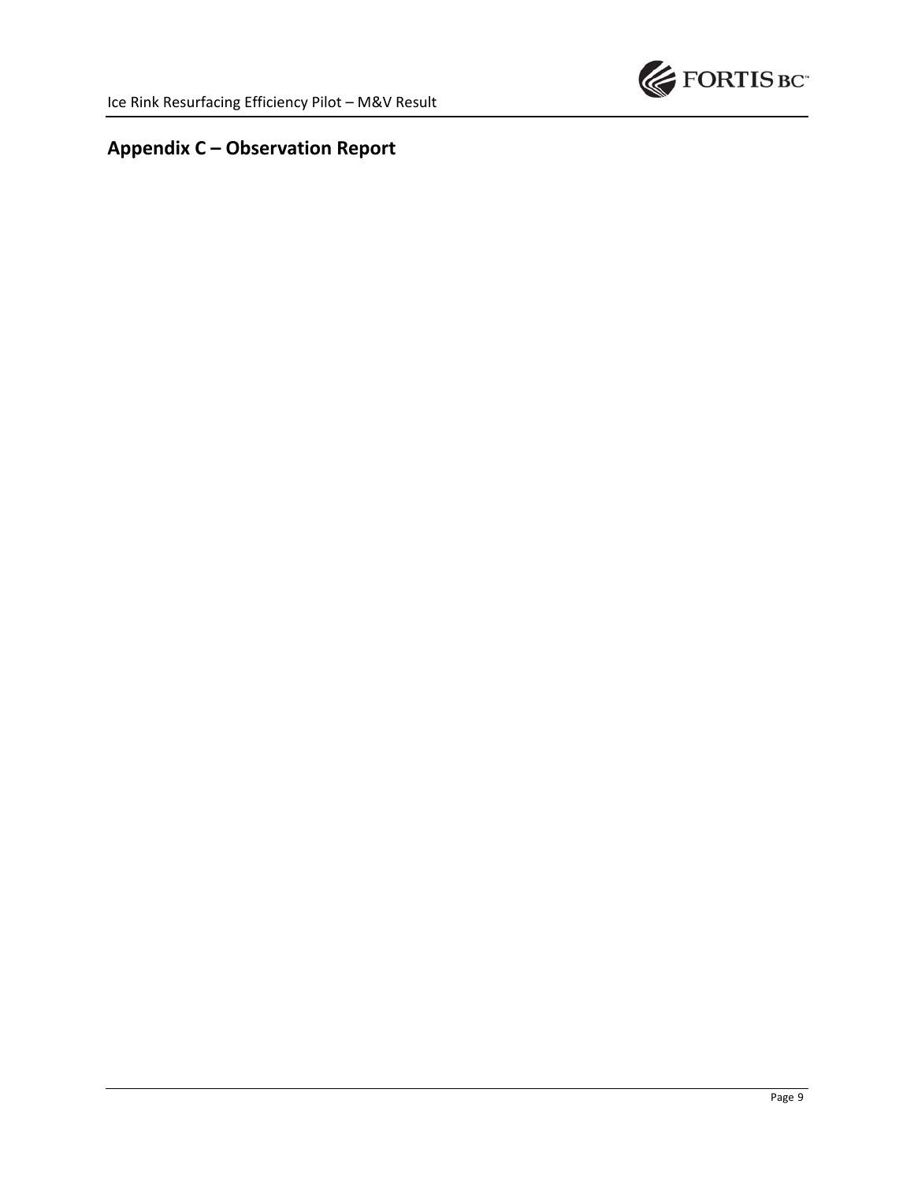## Appendix C – Observation Report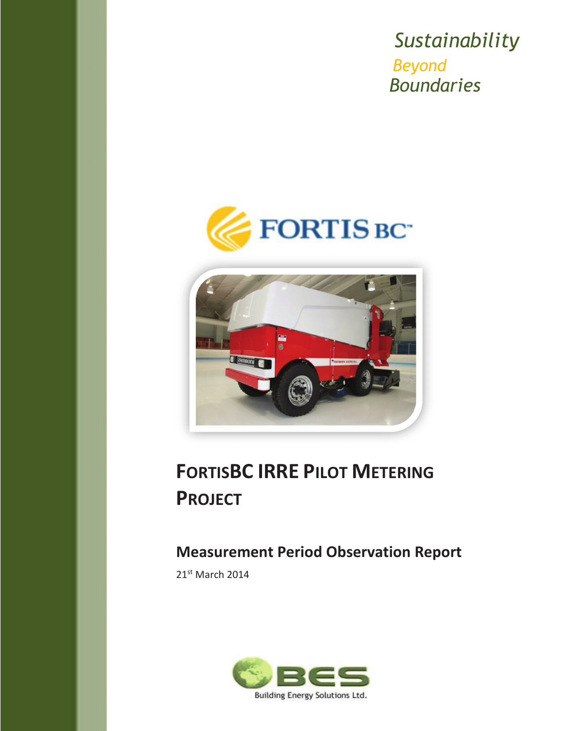*Sustainability*

*Beyond*

*Boundaries*

# FortisBC IRRE Pilot Metering Project

## Measurement Period Observation Report

21st March 2014

Building Energy Solutions Ltd.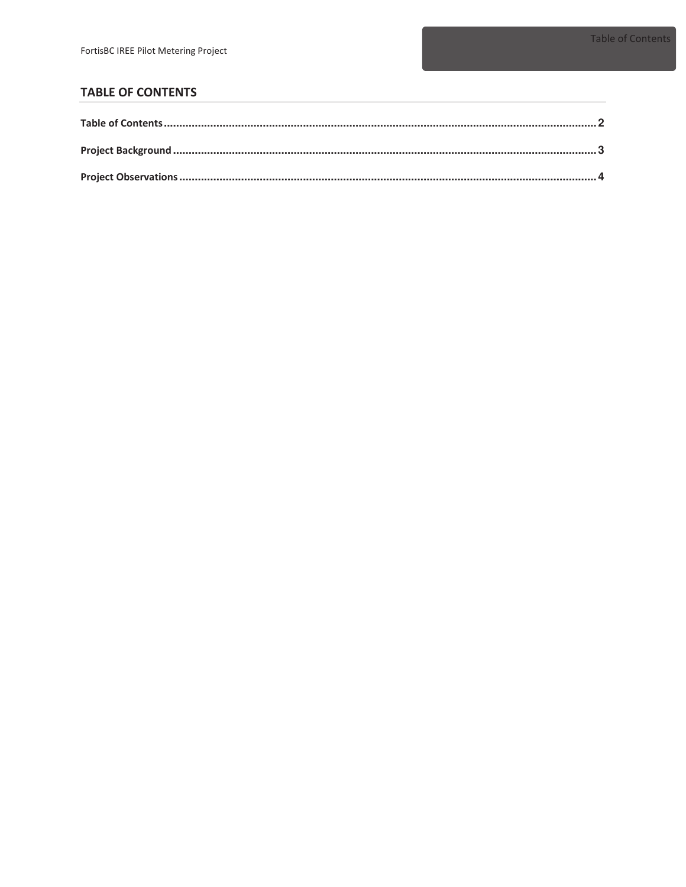## TABLE OF CONTENTS

Table of Contents ........................................................................................................ 2

Project Background ........................................................................................................ 3

Project Observations ........................................................................................................ 4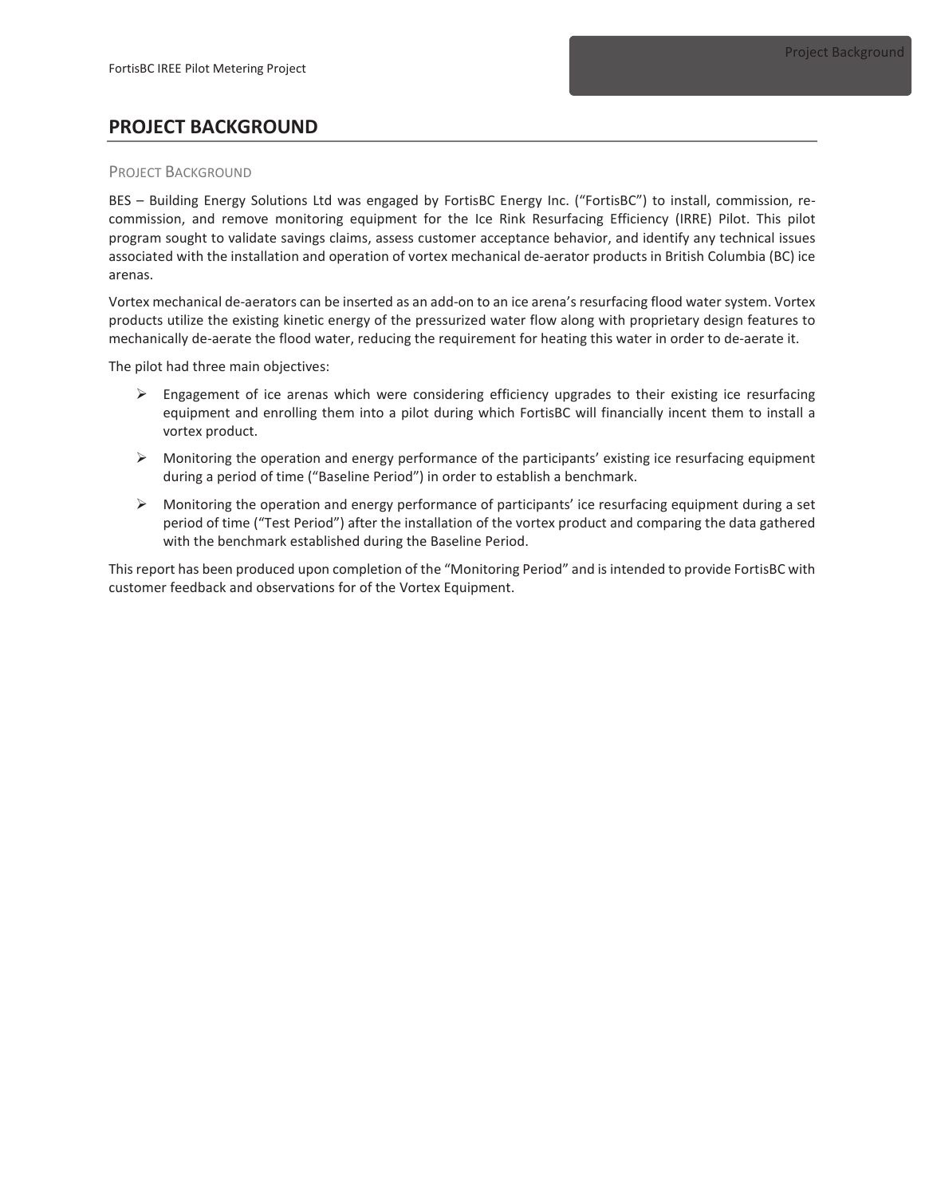# PROJECT BACKGROUND

## Project Background

BES – Building Energy Solutions Ltd was engaged by FortisBC Energy Inc. ("FortisBC") to install, commission, re-commission, and remove monitoring equipment for the Ice Rink Resurfacing Efficiency (IRRE) Pilot. This pilot program sought to validate savings claims, assess customer acceptance behavior, and identify any technical issues associated with the installation and operation of vortex mechanical de-aerator products in British Columbia (BC) ice arenas.

Vortex mechanical de-aerators can be inserted as an add-on to an ice arena's resurfacing flood water system. Vortex products utilize the existing kinetic energy of the pressurized water flow along with proprietary design features to mechanically de-aerate the flood water, reducing the requirement for heating this water in order to de-aerate it.

The pilot had three main objectives:

- Engagement of ice arenas which were considering efficiency upgrades to their existing ice resurfacing equipment and enrolling them into a pilot during which FortisBC will financially incent them to install a vortex product.
- Monitoring the operation and energy performance of the participants' existing ice resurfacing equipment during a period of time ("Baseline Period") in order to establish a benchmark.
- Monitoring the operation and energy performance of participants' ice resurfacing equipment during a set period of time ("Test Period") after the installation of the vortex product and comparing the data gathered with the benchmark established during the Baseline Period.

This report has been produced upon completion of the "Monitoring Period" and is intended to provide FortisBC with customer feedback and observations for of the Vortex Equipment.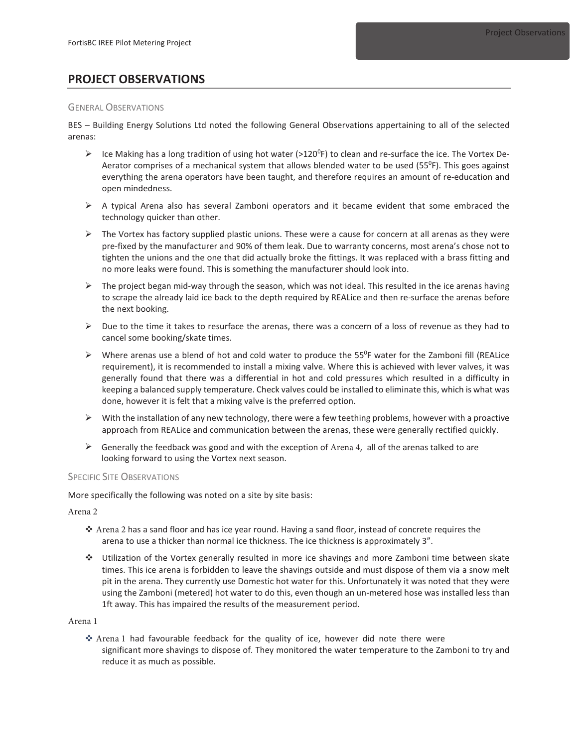# PROJECT OBSERVATIONS

## General Observations

BES – Building Energy Solutions Ltd noted the following General Observations appertaining to all of the selected arenas:

- Ice Making has a long tradition of using hot water (>120$^0$F) to clean and re-surface the ice. The Vortex De-Aerator comprises of a mechanical system that allows blended water to be used (55$^0$F). This goes against everything the arena operators have been taught, and therefore requires an amount of re-education and open mindedness.
- A typical Arena also has several Zamboni operators and it became evident that some embraced the technology quicker than other.
- The Vortex has factory supplied plastic unions. These were a cause for concern at all arenas as they were pre-fixed by the manufacturer and 90% of them leak. Due to warranty concerns, most arena's chose not to tighten the unions and the one that did actually broke the fittings. It was replaced with a brass fitting and no more leaks were found. This is something the manufacturer should look into.
- The project began mid-way through the season, which was not ideal. This resulted in the ice arenas having to scrape the already laid ice back to the depth required by REALice and then re-surface the arenas before the next booking.
- Due to the time it takes to resurface the arenas, there was a concern of a loss of revenue as they had to cancel some booking/skate times.
- Where arenas use a blend of hot and cold water to produce the 55$^0$F water for the Zamboni fill (REALice requirement), it is recommended to install a mixing valve. Where this is achieved with lever valves, it was generally found that there was a differential in hot and cold pressures which resulted in a difficulty in keeping a balanced supply temperature. Check valves could be installed to eliminate this, which is what was done, however it is felt that a mixing valve is the preferred option.
- With the installation of any new technology, there were a few teething problems, however with a proactive approach from REALice and communication between the arenas, these were generally rectified quickly.
- Generally the feedback was good and with the exception of Arena 4, all of the arenas talked to are looking forward to using the Vortex next season.

## Specific Site Observations

More specifically the following was noted on a site by site basis:

Arena 2

- Arena 2 has a sand floor and has ice year round. Having a sand floor, instead of concrete requires the arena to use a thicker than normal ice thickness. The ice thickness is approximately 3".
- Utilization of the Vortex generally resulted in more ice shavings and more Zamboni time between skate times. This ice arena is forbidden to leave the shavings outside and must dispose of them via a snow melt pit in the arena. They currently use Domestic hot water for this. Unfortunately it was noted that they were using the Zamboni (metered) hot water to do this, even though an un-metered hose was installed less than 1ft away. This has impaired the results of the measurement period.

Arena 1

- Arena 1 had favourable feedback for the quality of ice, however did note there were significant more shavings to dispose of. They monitored the water temperature to the Zamboni to try and reduce it as much as possible.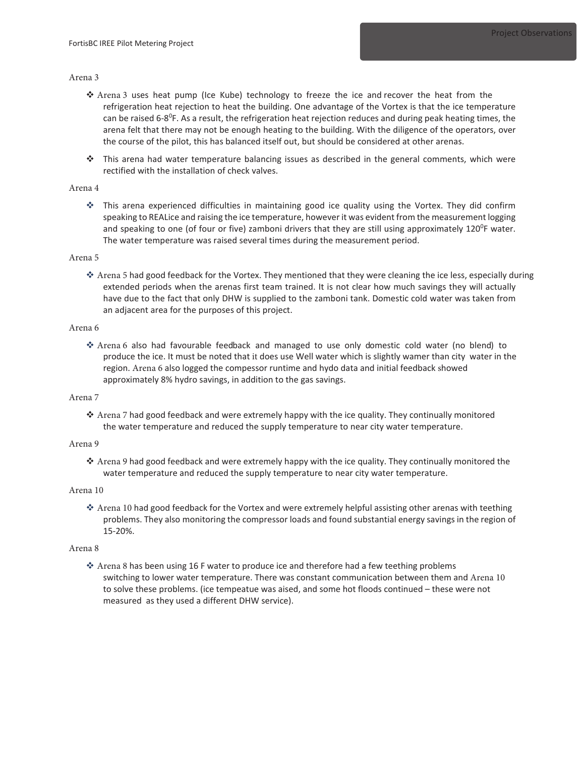Arena 3

- Arena 3 uses heat pump (Ice Kube) technology to freeze the ice and recover the heat from the refrigeration heat rejection to heat the building. One advantage of the Vortex is that the ice temperature can be raised 6-8$^0$F. As a result, the refrigeration heat rejection reduces and during peak heating times, the arena felt that there may not be enough heating to the building. With the diligence of the operators, over the course of the pilot, this has balanced itself out, but should be considered at other arenas.
- This arena had water temperature balancing issues as described in the general comments, which were rectified with the installation of check valves.

Arena 4

- This arena experienced difficulties in maintaining good ice quality using the Vortex. They did confirm speaking to REALice and raising the ice temperature, however it was evident from the measurement logging and speaking to one (of four or five) zamboni drivers that they are still using approximately 120$^0$F water. The water temperature was raised several times during the measurement period.

Arena 5

- Arena 5 had good feedback for the Vortex. They mentioned that they were cleaning the ice less, especially during extended periods when the arenas first team trained. It is not clear how much savings they will actually have due to the fact that only DHW is supplied to the zamboni tank. Domestic cold water was taken from an adjacent area for the purposes of this project.

Arena 6

- Arena 6 also had favourable feedback and managed to use only domestic cold water (no blend) to produce the ice. It must be noted that it does use Well water which is slightly wamer than city water in the region. Arena 6 also logged the compessor runtime and hydo data and initial feedback showed approximately 8% hydro savings, in addition to the gas savings.

Arena 7

- Arena 7 had good feedback and were extremely happy with the ice quality. They continually monitored the water temperature and reduced the supply temperature to near city water temperature.

Arena 9

- Arena 9 had good feedback and were extremely happy with the ice quality. They continually monitored the water temperature and reduced the supply temperature to near city water temperature.

Arena 10

- Arena 10 had good feedback for the Vortex and were extremely helpful assisting other arenas with teething problems. They also monitoring the compressor loads and found substantial energy savings in the region of 15-20%.

Arena 8

- Arena 8 has been using 16 F water to produce ice and therefore had a few teething problems switching to lower water temperature. There was constant communication between them and Arena 10 to solve these problems. (ice tempeatue was aised, and some hot floods continued – these were not measured as they used a different DHW service).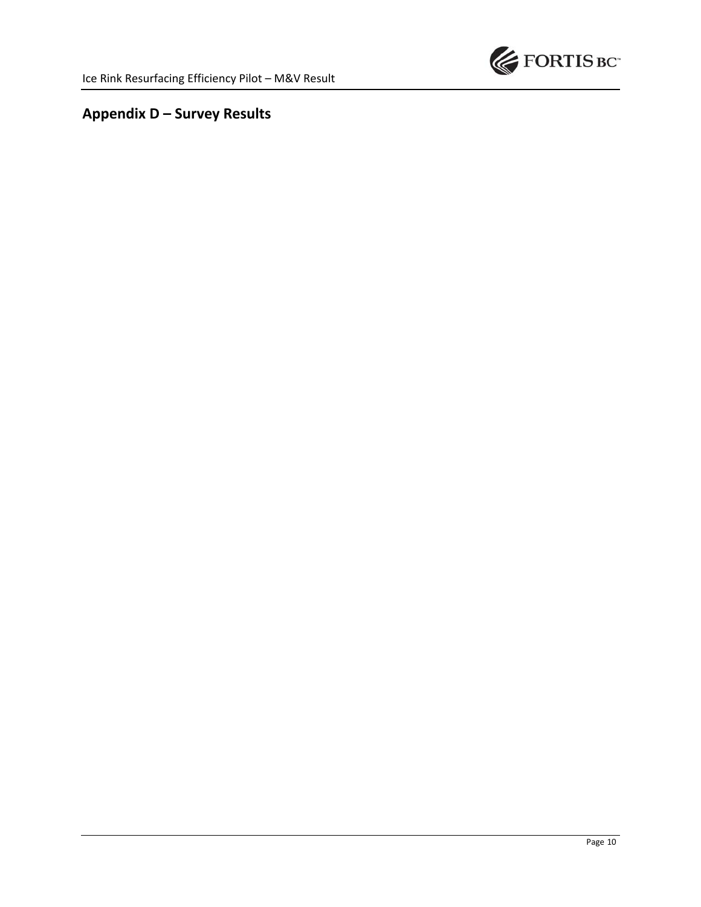## Appendix D – Survey Results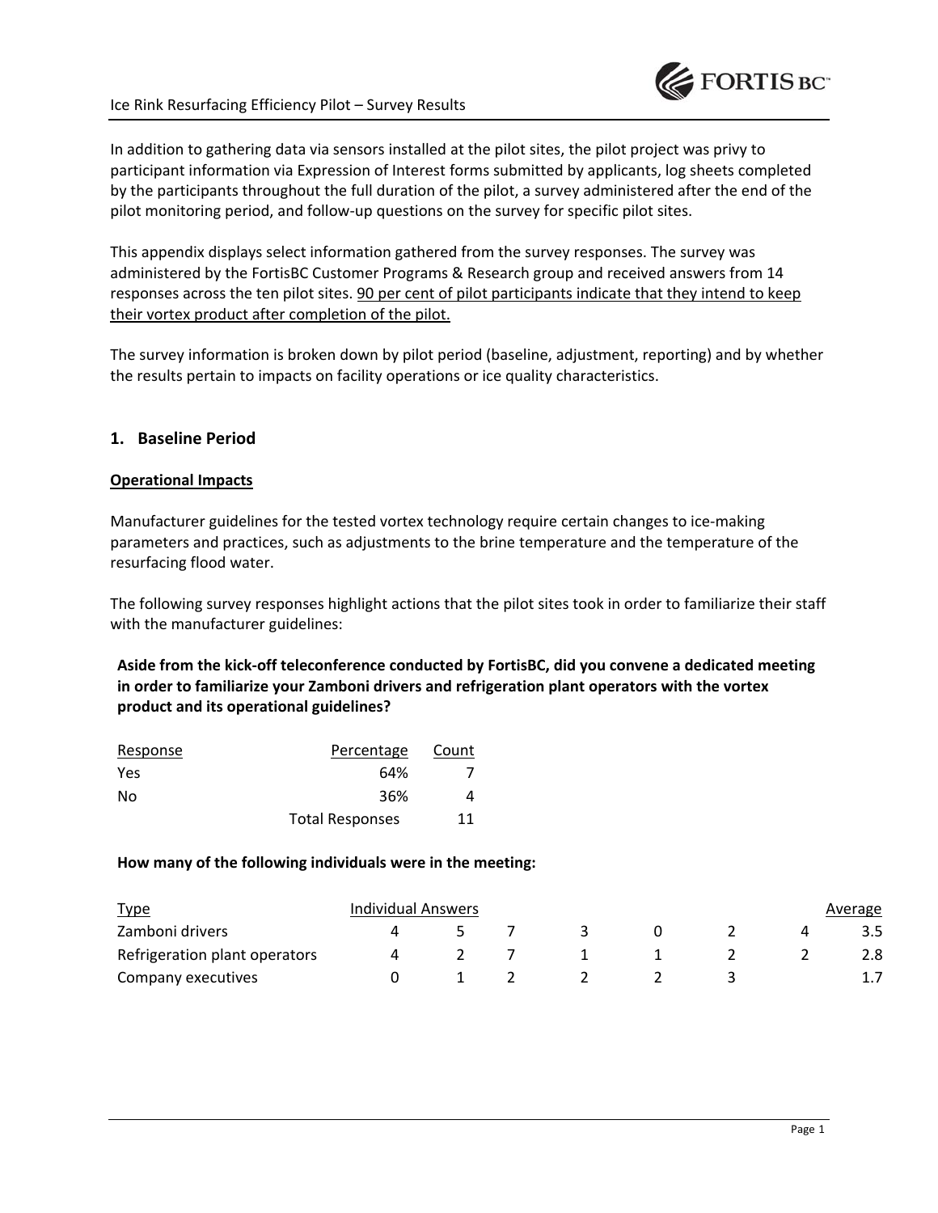In addition to gathering data via sensors installed at the pilot sites, the pilot project was privy to participant information via Expression of Interest forms submitted by applicants, log sheets completed by the participants throughout the full duration of the pilot, a survey administered after the end of the pilot monitoring period, and follow-up questions on the survey for specific pilot sites.

This appendix displays select information gathered from the survey responses. The survey was administered by the FortisBC Customer Programs & Research group and received answers from 14 responses across the ten pilot sites. 90 per cent of pilot participants indicate that they intend to keep their vortex product after completion of the pilot.

The survey information is broken down by pilot period (baseline, adjustment, reporting) and by whether the results pertain to impacts on facility operations or ice quality characteristics.

## 1. Baseline Period

### Operational Impacts

Manufacturer guidelines for the tested vortex technology require certain changes to ice-making parameters and practices, such as adjustments to the brine temperature and the temperature of the resurfacing flood water.

The following survey responses highlight actions that the pilot sites took in order to familiarize their staff with the manufacturer guidelines:

**Aside from the kick-off teleconference conducted by FortisBC, did you convene a dedicated meeting in order to familiarize your Zamboni drivers and refrigeration plant operators with the vortex product and its operational guidelines?**

| Response | Percentage | Count |
|---|---|---|
| Yes | 64% | 7 |
| No | 36% | 4 |
| | Total Responses | 11 |

**How many of the following individuals were in the meeting:**

| Type | Individual Answers | | | | | | | Average |
|---|---|---|---|---|---|---|---|---|
| Zamboni drivers | 4 | 5 | 7 | 3 | 0 | 2 | 4 | 3.5 |
| Refrigeration plant operators | 4 | 2 | 7 | 1 | 1 | 2 | 2 | 2.8 |
| Company executives | 0 | 1 | 2 | 2 | 2 | 3 | | 1.7 |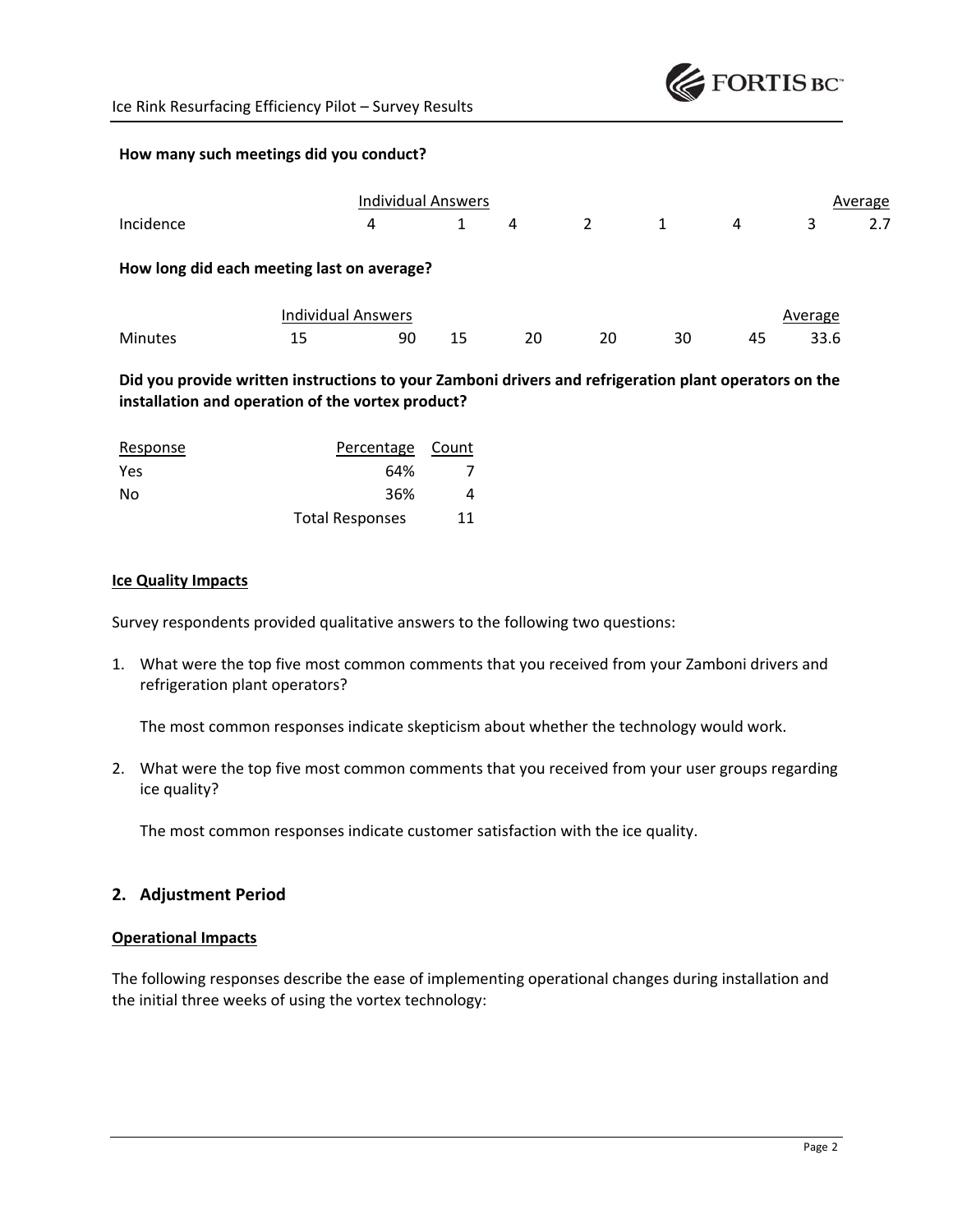**How many such meetings did you conduct?**

| | Individual Answers | | | | | | | Average |
|---|---|---|---|---|---|---|---|---|
| Incidence | 4 | 1 | 4 | 2 | 1 | 4 | 3 | 2.7 |

**How long did each meeting last on average?**

| | Individual Answers | | | | | | | Average |
|---|---|---|---|---|---|---|---|---|
| Minutes | 15 | 90 | 15 | 20 | 20 | 30 | 45 | 33.6 |

**Did you provide written instructions to your Zamboni drivers and refrigeration plant operators on the installation and operation of the vortex product?**

| Response | Percentage | Count |
|---|---|---|
| Yes | 64% | 7 |
| No | 36% | 4 |
| | Total Responses | 11 |

**Ice Quality Impacts**

Survey respondents provided qualitative answers to the following two questions:

1. What were the top five most common comments that you received from your Zamboni drivers and refrigeration plant operators?

   The most common responses indicate skepticism about whether the technology would work.

2. What were the top five most common comments that you received from your user groups regarding ice quality?

   The most common responses indicate customer satisfaction with the ice quality.

## 2. Adjustment Period

**Operational Impacts**

The following responses describe the ease of implementing operational changes during installation and the initial three weeks of using the vortex technology: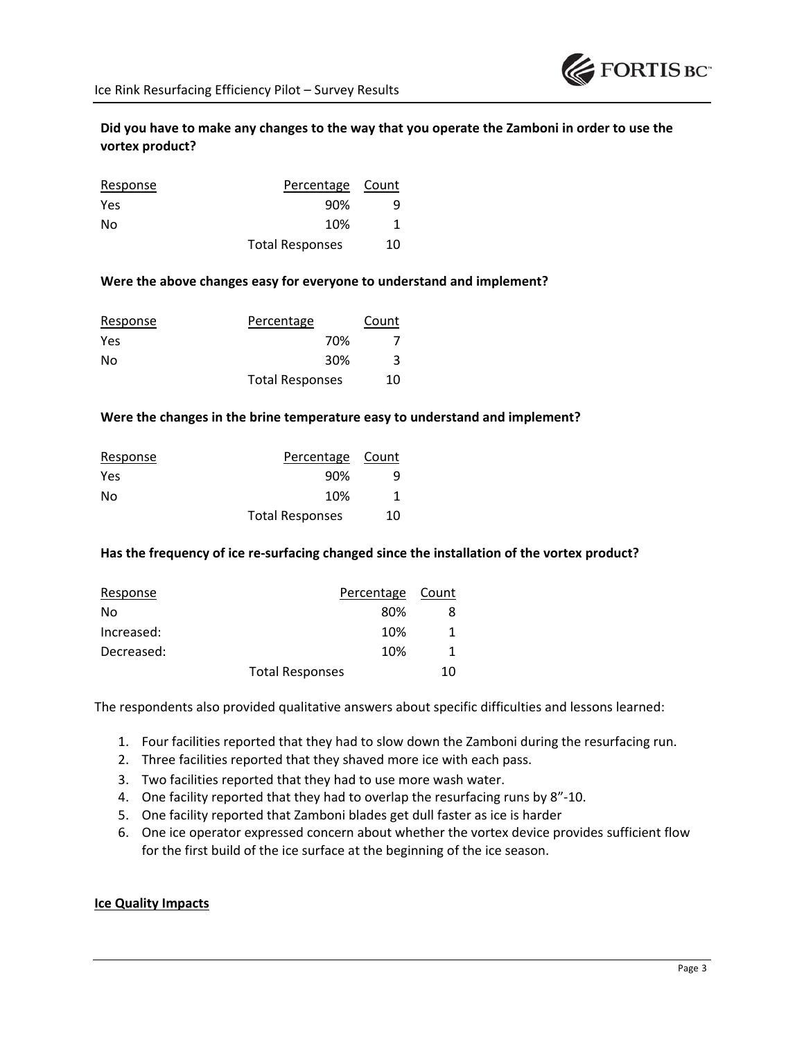**Did you have to make any changes to the way that you operate the Zamboni in order to use the vortex product?**

| Response | Percentage | Count |
|---|---|---|
| Yes | 90% | 9 |
| No | 10% | 1 |
| | Total Responses | 10 |

**Were the above changes easy for everyone to understand and implement?**

| Response | Percentage | Count |
|---|---|---|
| Yes | 70% | 7 |
| No | 30% | 3 |
| | Total Responses | 10 |

**Were the changes in the brine temperature easy to understand and implement?**

| Response | Percentage | Count |
|---|---|---|
| Yes | 90% | 9 |
| No | 10% | 1 |
| | Total Responses | 10 |

**Has the frequency of ice re-surfacing changed since the installation of the vortex product?**

| Response | Percentage | Count |
|---|---|---|
| No | 80% | 8 |
| Increased: | 10% | 1 |
| Decreased: | 10% | 1 |
| | Total Responses | 10 |

The respondents also provided qualitative answers about specific difficulties and lessons learned:

1. Four facilities reported that they had to slow down the Zamboni during the resurfacing run.
2. Three facilities reported that they shaved more ice with each pass.
3. Two facilities reported that they had to use more wash water.
4. One facility reported that they had to overlap the resurfacing runs by 8"-10.
5. One facility reported that Zamboni blades get dull faster as ice is harder
6. One ice operator expressed concern about whether the vortex device provides sufficient flow for the first build of the ice surface at the beginning of the ice season.

**Ice Quality Impacts**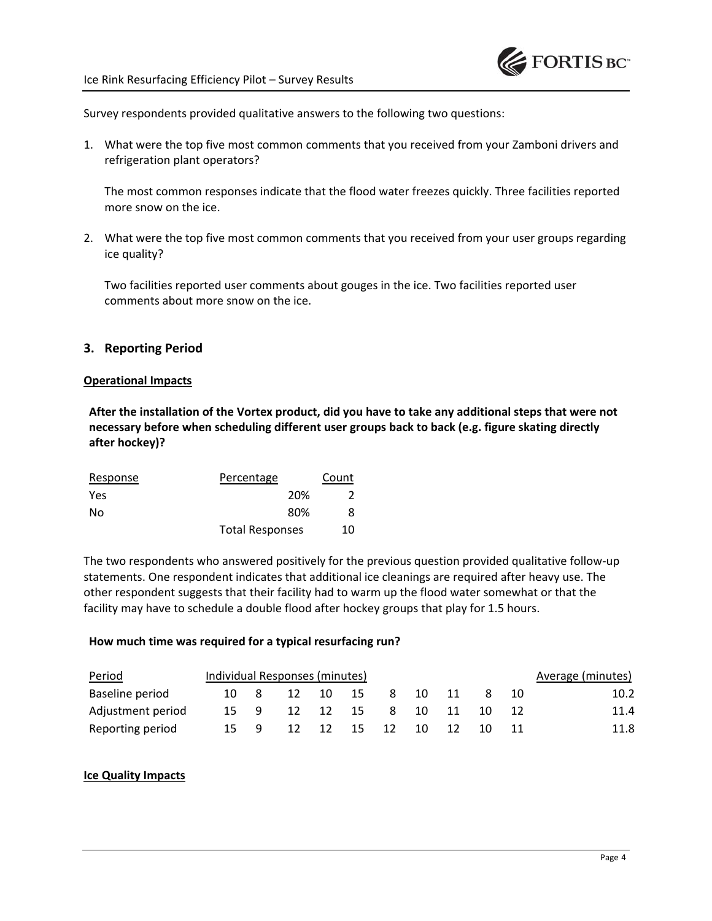Survey respondents provided qualitative answers to the following two questions:

1. What were the top five most common comments that you received from your Zamboni drivers and refrigeration plant operators?

   The most common responses indicate that the flood water freezes quickly. Three facilities reported more snow on the ice.

2. What were the top five most common comments that you received from your user groups regarding ice quality?

   Two facilities reported user comments about gouges in the ice. Two facilities reported user comments about more snow on the ice.

## 3. Reporting Period

**Operational Impacts**

**After the installation of the Vortex product, did you have to take any additional steps that were not necessary before when scheduling different user groups back to back (e.g. figure skating directly after hockey)?**

| Response | Percentage | Count |
|---|---|---|
| Yes | 20% | 2 |
| No | 80% | 8 |
| | Total Responses | 10 |

The two respondents who answered positively for the previous question provided qualitative follow-up statements. One respondent indicates that additional ice cleanings are required after heavy use. The other respondent suggests that their facility had to warm up the flood water somewhat or that the facility may have to schedule a double flood after hockey groups that play for 1.5 hours.

**How much time was required for a typical resurfacing run?**

| Period | Individual Responses (minutes) | | | | | | | | | | Average (minutes) |
|---|---|---|---|---|---|---|---|---|---|---|---|
| Baseline period | 10 | 8 | 12 | 10 | 15 | 8 | 10 | 11 | 8 | 10 | 10.2 |
| Adjustment period | 15 | 9 | 12 | 12 | 15 | 8 | 10 | 11 | 10 | 12 | 11.4 |
| Reporting period | 15 | 9 | 12 | 12 | 15 | 12 | 10 | 12 | 10 | 11 | 11.8 |

**Ice Quality Impacts**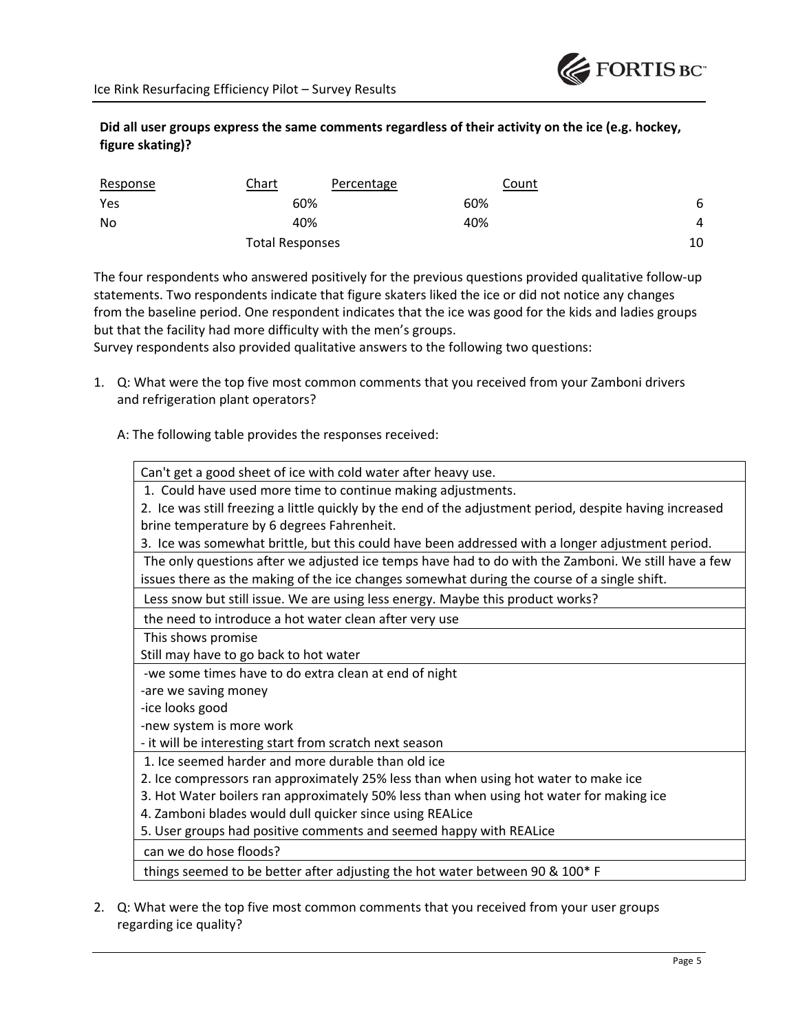**Did all user groups express the same comments regardless of their activity on the ice (e.g. hockey, figure skating)?**

| Response | Chart | Percentage | Count |
|---|---|---|---|
| Yes | 60% | 60% | 6 |
| No | 40% | 40% | 4 |
| | Total Responses | | 10 |

The four respondents who answered positively for the previous questions provided qualitative follow-up statements. Two respondents indicate that figure skaters liked the ice or did not notice any changes from the baseline period. One respondent indicates that the ice was good for the kids and ladies groups but that the facility had more difficulty with the men's groups.

Survey respondents also provided qualitative answers to the following two questions:

1. Q: What were the top five most common comments that you received from your Zamboni drivers and refrigeration plant operators?

   A: The following table provides the responses received:

| |
|---|
| Can't get a good sheet of ice with cold water after heavy use. |
| 1. Could have used more time to continue making adjustments.<br>2. Ice was still freezing a little quickly by the end of the adjustment period, despite having increased brine temperature by 6 degrees Fahrenheit.<br>3. Ice was somewhat brittle, but this could have been addressed with a longer adjustment period. |
| The only questions after we adjusted ice temps have had to do with the Zamboni. We still have a few issues there as the making of the ice changes somewhat during the course of a single shift. |
| Less snow but still issue. We are using less energy. Maybe this product works? |
| the need to introduce a hot water clean after very use |
| This shows promise<br>Still may have to go back to hot water |
| -we some times have to do extra clean at end of night<br>-are we saving money<br>-ice looks good<br>-new system is more work<br>- it will be interesting start from scratch next season |
| 1. Ice seemed harder and more durable than old ice<br>2. Ice compressors ran approximately 25% less than when using hot water to make ice<br>3. Hot Water boilers ran approximately 50% less than when using hot water for making ice<br>4. Zamboni blades would dull quicker since using REALice<br>5. User groups had positive comments and seemed happy with REALice |
| can we do hose floods? |
| things seemed to be better after adjusting the hot water between 90 & 100* F |

2. Q: What were the top five most common comments that you received from your user groups regarding ice quality?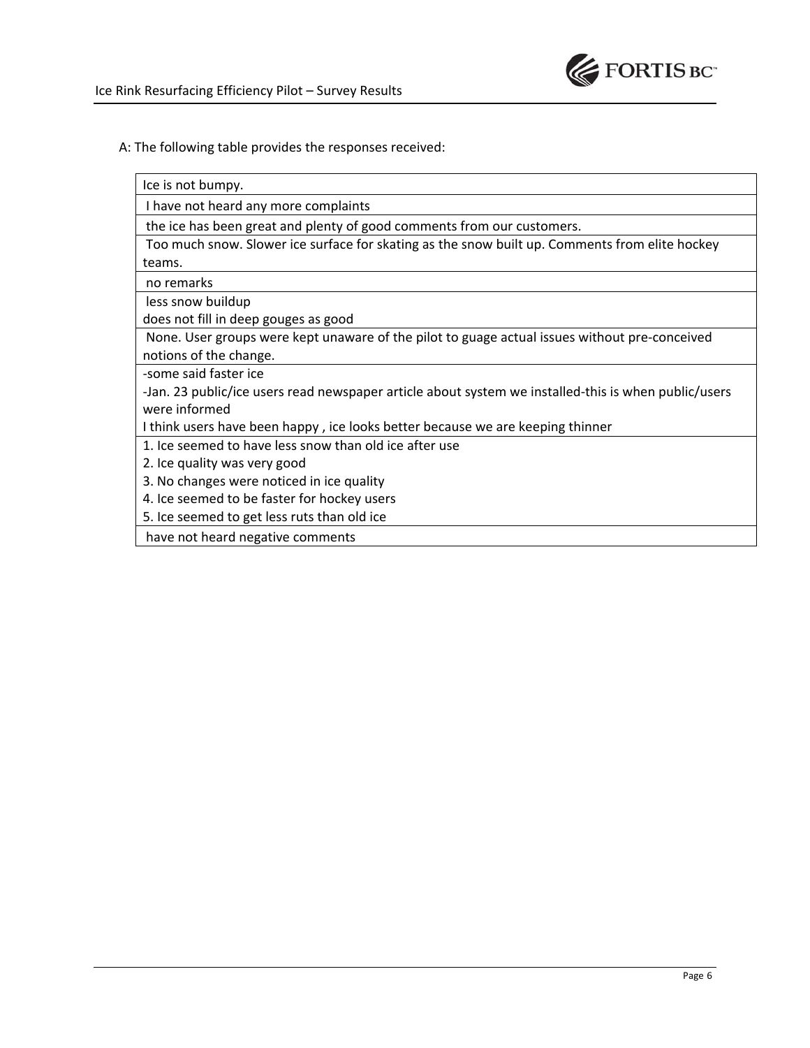A: The following table provides the responses received:

| |
|---|
| Ice is not bumpy. |
| I have not heard any more complaints |
| the ice has been great and plenty of good comments from our customers. |
| Too much snow. Slower ice surface for skating as the snow built up. Comments from elite hockey teams. |
| no remarks |
| less snow buildup<br>does not fill in deep gouges as good |
| None. User groups were kept unaware of the pilot to guage actual issues without pre-conceived notions of the change. |
| -some said faster ice<br>-Jan. 23 public/ice users read newspaper article about system we installed-this is when public/users were informed<br>I think users have been happy , ice looks better because we are keeping thinner |
| 1. Ice seemed to have less snow than old ice after use<br>2. Ice quality was very good<br>3. No changes were noticed in ice quality<br>4. Ice seemed to be faster for hockey users<br>5. Ice seemed to get less ruts than old ice |
| have not heard negative comments |